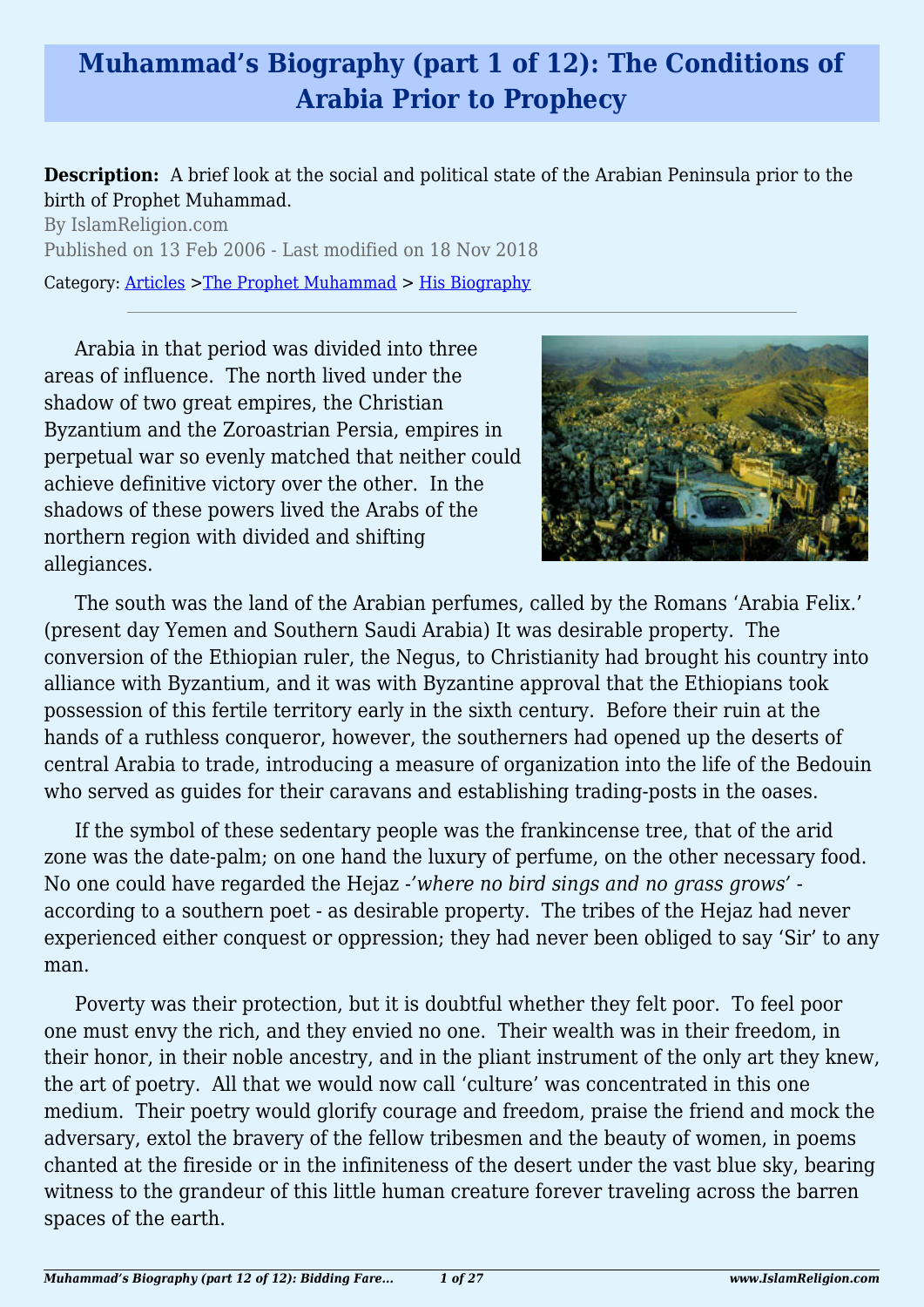# Muhammad's Biography (part 1 of 12): The Conditions of Arabia Prior to Prophecy

**Description:** A brief look at the social and political state of the Arabian Peninsula prior to the birth of Prophet Muhammad.

By IslamReligion.com

Published on 13 Feb 2006 - Last modified on 18 Nov 2018

Category: Articles >The Prophet Muhammad > His Biography

---

Arabia in that period was divided into three areas of influence. The north lived under the shadow of two great empires, the Christian Byzantium and the Zoroastrian Persia, empires in perpetual war so evenly matched that neither could achieve definitive victory over the other. In the shadows of these powers lived the Arabs of the northern region with divided and shifting allegiances.

The south was the land of the Arabian perfumes, called by the Romans 'Arabia Felix.' (present day Yemen and Southern Saudi Arabia) It was desirable property. The conversion of the Ethiopian ruler, the Negus, to Christianity had brought his country into alliance with Byzantium, and it was with Byzantine approval that the Ethiopians took possession of this fertile territory early in the sixth century. Before their ruin at the hands of a ruthless conqueror, however, the southerners had opened up the deserts of central Arabia to trade, introducing a measure of organization into the life of the Bedouin who served as guides for their caravans and establishing trading-posts in the oases.

If the symbol of these sedentary people was the frankincense tree, that of the arid zone was the date-palm; on one hand the luxury of perfume, on the other necessary food. No one could have regarded the Hejaz -*'where no bird sings and no grass grows'* - according to a southern poet - as desirable property. The tribes of the Hejaz had never experienced either conquest or oppression; they had never been obliged to say 'Sir' to any man.

Poverty was their protection, but it is doubtful whether they felt poor. To feel poor one must envy the rich, and they envied no one. Their wealth was in their freedom, in their honor, in their noble ancestry, and in the pliant instrument of the only art they knew, the art of poetry. All that we would now call 'culture' was concentrated in this one medium. Their poetry would glorify courage and freedom, praise the friend and mock the adversary, extol the bravery of the fellow tribesmen and the beauty of women, in poems chanted at the fireside or in the infiniteness of the desert under the vast blue sky, bearing witness to the grandeur of this little human creature forever traveling across the barren spaces of the earth.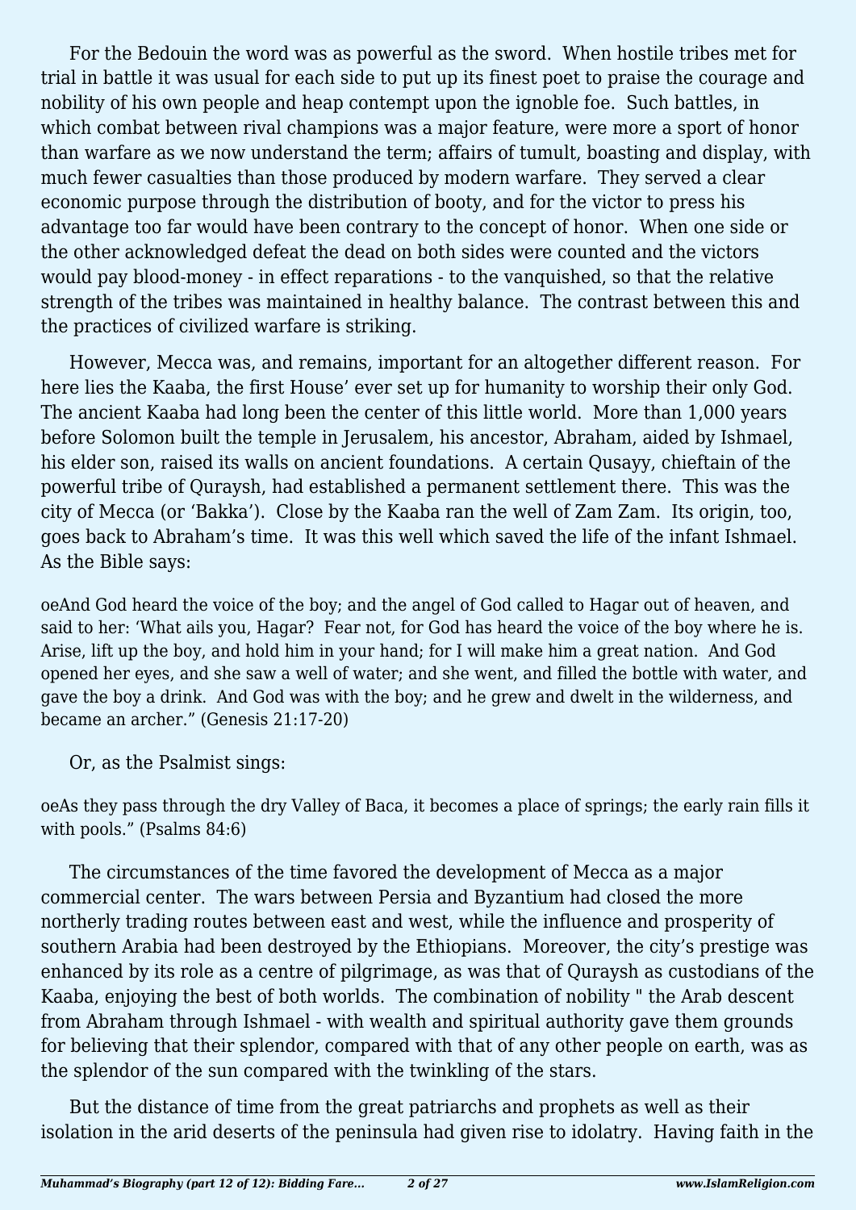For the Bedouin the word was as powerful as the sword. When hostile tribes met for trial in battle it was usual for each side to put up its finest poet to praise the courage and nobility of his own people and heap contempt upon the ignoble foe. Such battles, in which combat between rival champions was a major feature, were more a sport of honor than warfare as we now understand the term; affairs of tumult, boasting and display, with much fewer casualties than those produced by modern warfare. They served a clear economic purpose through the distribution of booty, and for the victor to press his advantage too far would have been contrary to the concept of honor. When one side or the other acknowledged defeat the dead on both sides were counted and the victors would pay blood-money - in effect reparations - to the vanquished, so that the relative strength of the tribes was maintained in healthy balance. The contrast between this and the practices of civilized warfare is striking.

However, Mecca was, and remains, important for an altogether different reason. For here lies the Kaaba, the first House' ever set up for humanity to worship their only God. The ancient Kaaba had long been the center of this little world. More than 1,000 years before Solomon built the temple in Jerusalem, his ancestor, Abraham, aided by Ishmael, his elder son, raised its walls on ancient foundations. A certain Qusayy, chieftain of the powerful tribe of Quraysh, had established a permanent settlement there. This was the city of Mecca (or 'Bakka'). Close by the Kaaba ran the well of Zam Zam. Its origin, too, goes back to Abraham's time. It was this well which saved the life of the infant Ishmael. As the Bible says:

oeAnd God heard the voice of the boy; and the angel of God called to Hagar out of heaven, and said to her: 'What ails you, Hagar? Fear not, for God has heard the voice of the boy where he is. Arise, lift up the boy, and hold him in your hand; for I will make him a great nation. And God opened her eyes, and she saw a well of water; and she went, and filled the bottle with water, and gave the boy a drink. And God was with the boy; and he grew and dwelt in the wilderness, and became an archer." (Genesis 21:17-20)

Or, as the Psalmist sings:

oeAs they pass through the dry Valley of Baca, it becomes a place of springs; the early rain fills it with pools." (Psalms 84:6)

The circumstances of the time favored the development of Mecca as a major commercial center. The wars between Persia and Byzantium had closed the more northerly trading routes between east and west, while the influence and prosperity of southern Arabia had been destroyed by the Ethiopians. Moreover, the city's prestige was enhanced by its role as a centre of pilgrimage, as was that of Quraysh as custodians of the Kaaba, enjoying the best of both worlds. The combination of nobility " the Arab descent from Abraham through Ishmael - with wealth and spiritual authority gave them grounds for believing that their splendor, compared with that of any other people on earth, was as the splendor of the sun compared with the twinkling of the stars.

But the distance of time from the great patriarchs and prophets as well as their isolation in the arid deserts of the peninsula had given rise to idolatry. Having faith in the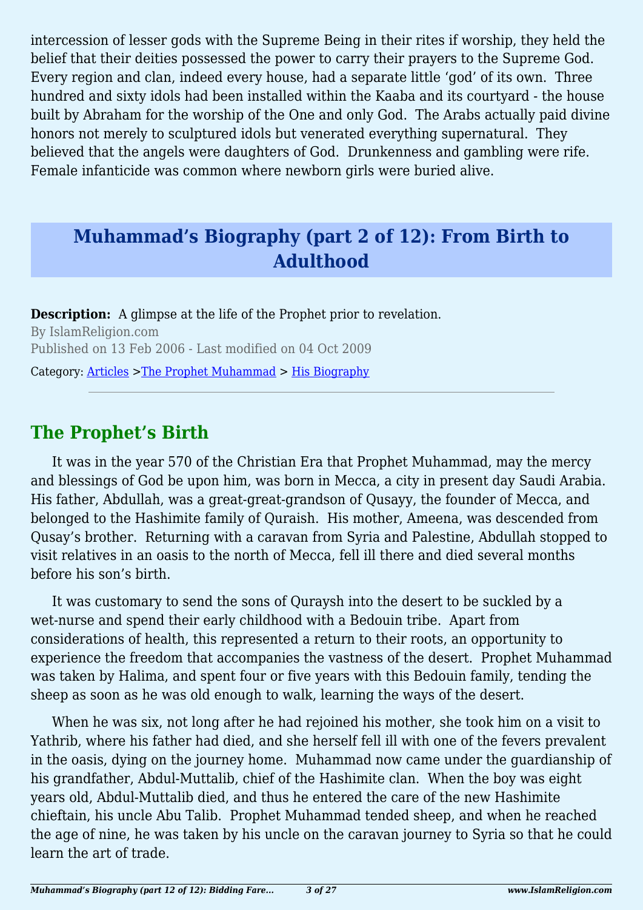intercession of lesser gods with the Supreme Being in their rites if worship, they held the belief that their deities possessed the power to carry their prayers to the Supreme God. Every region and clan, indeed every house, had a separate little 'god' of its own. Three hundred and sixty idols had been installed within the Kaaba and its courtyard - the house built by Abraham for the worship of the One and only God. The Arabs actually paid divine honors not merely to sculptured idols but venerated everything supernatural. They believed that the angels were daughters of God. Drunkenness and gambling were rife. Female infanticide was common where newborn girls were buried alive.

# Muhammad's Biography (part 2 of 12): From Birth to Adulthood

**Description:** A glimpse at the life of the Prophet prior to revelation.

By IslamReligion.com

Published on 13 Feb 2006 - Last modified on 04 Oct 2009

Category: Articles >The Prophet Muhammad > His Biography

---

## The Prophet's Birth

It was in the year 570 of the Christian Era that Prophet Muhammad, may the mercy and blessings of God be upon him, was born in Mecca, a city in present day Saudi Arabia. His father, Abdullah, was a great-great-grandson of Qusayy, the founder of Mecca, and belonged to the Hashimite family of Quraish. His mother, Ameena, was descended from Qusay's brother. Returning with a caravan from Syria and Palestine, Abdullah stopped to visit relatives in an oasis to the north of Mecca, fell ill there and died several months before his son's birth.

It was customary to send the sons of Quraysh into the desert to be suckled by a wet-nurse and spend their early childhood with a Bedouin tribe. Apart from considerations of health, this represented a return to their roots, an opportunity to experience the freedom that accompanies the vastness of the desert. Prophet Muhammad was taken by Halima, and spent four or five years with this Bedouin family, tending the sheep as soon as he was old enough to walk, learning the ways of the desert.

When he was six, not long after he had rejoined his mother, she took him on a visit to Yathrib, where his father had died, and she herself fell ill with one of the fevers prevalent in the oasis, dying on the journey home. Muhammad now came under the guardianship of his grandfather, Abdul-Muttalib, chief of the Hashimite clan. When the boy was eight years old, Abdul-Muttalib died, and thus he entered the care of the new Hashimite chieftain, his uncle Abu Talib. Prophet Muhammad tended sheep, and when he reached the age of nine, he was taken by his uncle on the caravan journey to Syria so that he could learn the art of trade.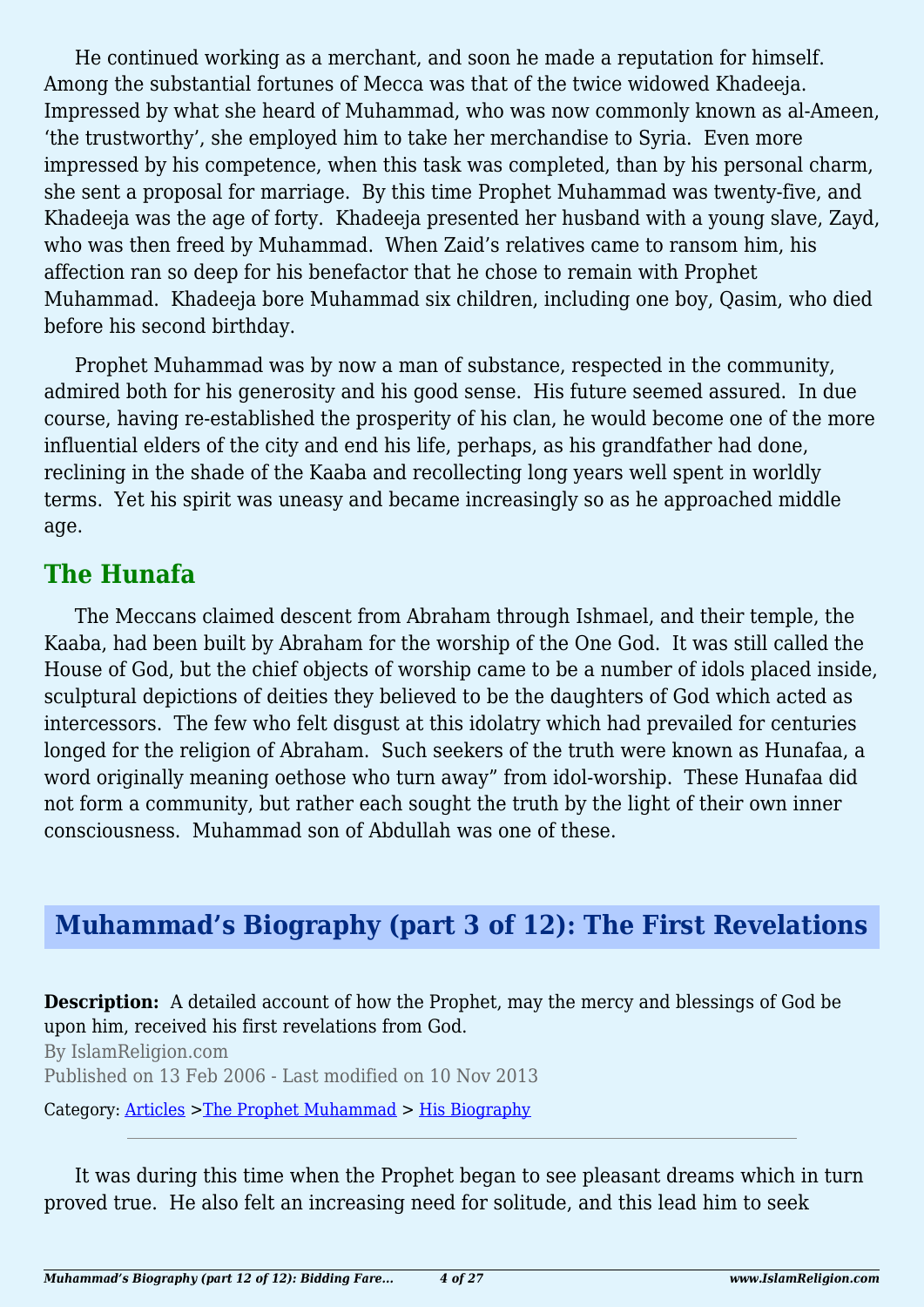He continued working as a merchant, and soon he made a reputation for himself. Among the substantial fortunes of Mecca was that of the twice widowed Khadeeja. Impressed by what she heard of Muhammad, who was now commonly known as al-Ameen, 'the trustworthy', she employed him to take her merchandise to Syria. Even more impressed by his competence, when this task was completed, than by his personal charm, she sent a proposal for marriage. By this time Prophet Muhammad was twenty-five, and Khadeeja was the age of forty. Khadeeja presented her husband with a young slave, Zayd, who was then freed by Muhammad. When Zaid's relatives came to ransom him, his affection ran so deep for his benefactor that he chose to remain with Prophet Muhammad. Khadeeja bore Muhammad six children, including one boy, Qasim, who died before his second birthday.

Prophet Muhammad was by now a man of substance, respected in the community, admired both for his generosity and his good sense. His future seemed assured. In due course, having re-established the prosperity of his clan, he would become one of the more influential elders of the city and end his life, perhaps, as his grandfather had done, reclining in the shade of the Kaaba and recollecting long years well spent in worldly terms. Yet his spirit was uneasy and became increasingly so as he approached middle age.

## The Hunafa

The Meccans claimed descent from Abraham through Ishmael, and their temple, the Kaaba, had been built by Abraham for the worship of the One God. It was still called the House of God, but the chief objects of worship came to be a number of idols placed inside, sculptural depictions of deities they believed to be the daughters of God which acted as intercessors. The few who felt disgust at this idolatry which had prevailed for centuries longed for the religion of Abraham. Such seekers of the truth were known as Hunafaa, a word originally meaning oethose who turn away" from idol-worship. These Hunafaa did not form a community, but rather each sought the truth by the light of their own inner consciousness. Muhammad son of Abdullah was one of these.

# Muhammad's Biography (part 3 of 12): The First Revelations

**Description:** A detailed account of how the Prophet, may the mercy and blessings of God be upon him, received his first revelations from God.

By IslamReligion.com

Published on 13 Feb 2006 - Last modified on 10 Nov 2013

Category: Articles >The Prophet Muhammad > His Biography

---

It was during this time when the Prophet began to see pleasant dreams which in turn proved true. He also felt an increasing need for solitude, and this lead him to seek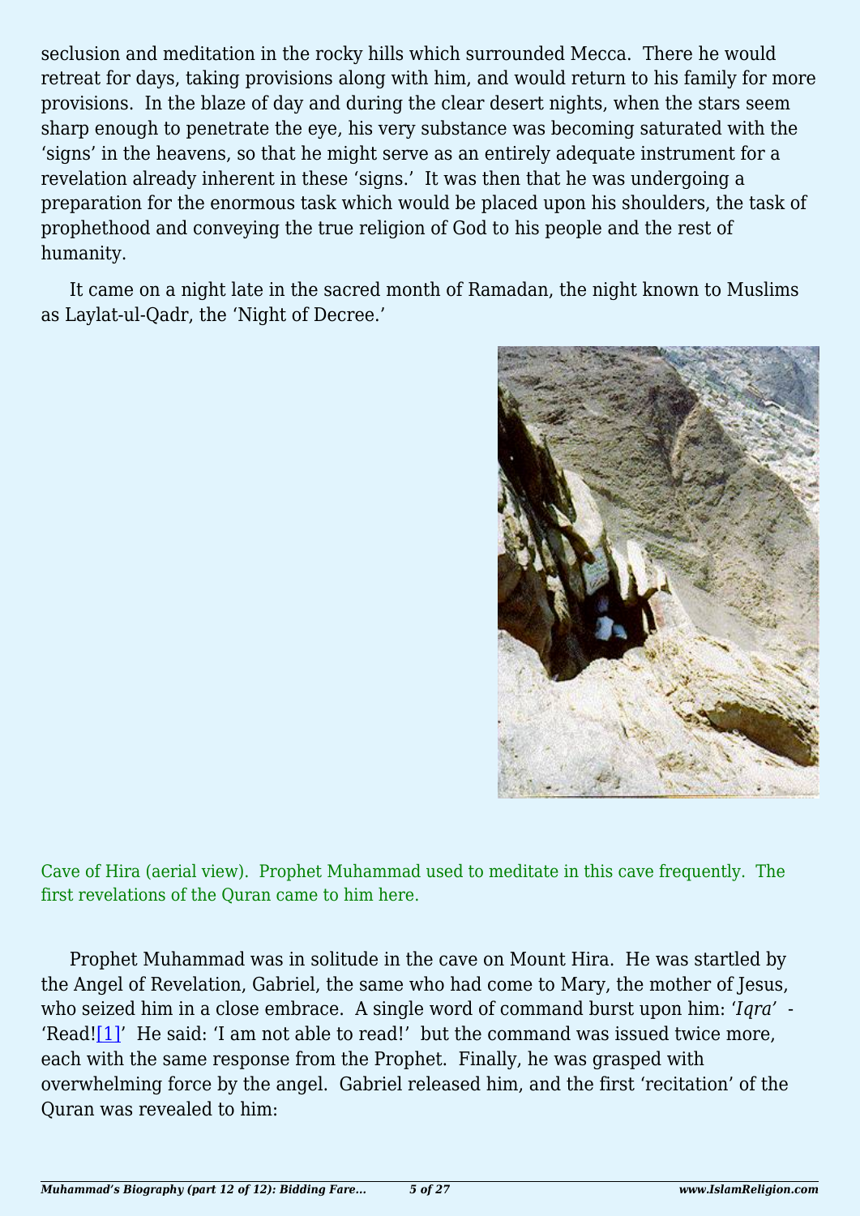seclusion and meditation in the rocky hills which surrounded Mecca. There he would retreat for days, taking provisions along with him, and would return to his family for more provisions. In the blaze of day and during the clear desert nights, when the stars seem sharp enough to penetrate the eye, his very substance was becoming saturated with the 'signs' in the heavens, so that he might serve as an entirely adequate instrument for a revelation already inherent in these 'signs.' It was then that he was undergoing a preparation for the enormous task which would be placed upon his shoulders, the task of prophethood and conveying the true religion of God to his people and the rest of humanity.

It came on a night late in the sacred month of Ramadan, the night known to Muslims as Laylat-ul-Qadr, the 'Night of Decree.'

Cave of Hira (aerial view). Prophet Muhammad used to meditate in this cave frequently. The first revelations of the Quran came to him here.

Prophet Muhammad was in solitude in the cave on Mount Hira. He was startled by the Angel of Revelation, Gabriel, the same who had come to Mary, the mother of Jesus, who seized him in a close embrace. A single word of command burst upon him: '*Iqra'* - 'Read![1]' He said: 'I am not able to read!' but the command was issued twice more, each with the same response from the Prophet. Finally, he was grasped with overwhelming force by the angel. Gabriel released him, and the first 'recitation' of the Quran was revealed to him: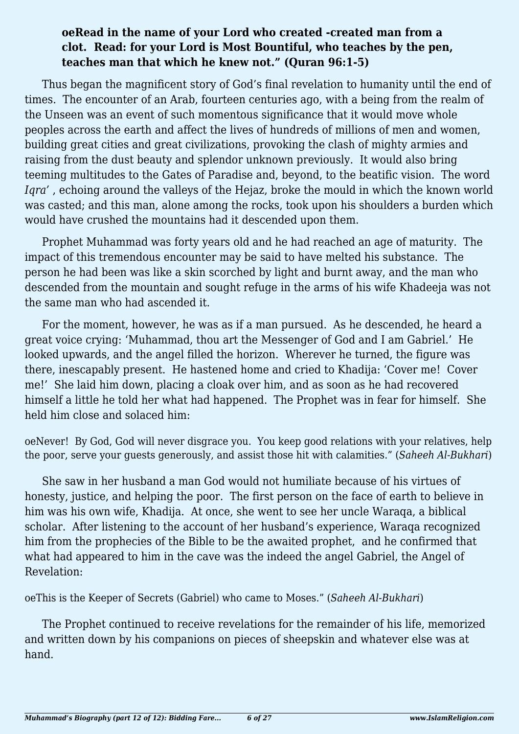> **oeRead in the name of your Lord who created -created man from a clot. Read: for your Lord is Most Bountiful, who teaches by the pen, teaches man that which he knew not." (Quran 96:1-5)**

Thus began the magnificent story of God's final revelation to humanity until the end of times. The encounter of an Arab, fourteen centuries ago, with a being from the realm of the Unseen was an event of such momentous significance that it would move whole peoples across the earth and affect the lives of hundreds of millions of men and women, building great cities and great civilizations, provoking the clash of mighty armies and raising from the dust beauty and splendor unknown previously. It would also bring teeming multitudes to the Gates of Paradise and, beyond, to the beatific vision. The word *Iqra'* , echoing around the valleys of the Hejaz, broke the mould in which the known world was casted; and this man, alone among the rocks, took upon his shoulders a burden which would have crushed the mountains had it descended upon them.

Prophet Muhammad was forty years old and he had reached an age of maturity. The impact of this tremendous encounter may be said to have melted his substance. The person he had been was like a skin scorched by light and burnt away, and the man who descended from the mountain and sought refuge in the arms of his wife Khadeeja was not the same man who had ascended it.

For the moment, however, he was as if a man pursued. As he descended, he heard a great voice crying: 'Muhammad, thou art the Messenger of God and I am Gabriel.' He looked upwards, and the angel filled the horizon. Wherever he turned, the figure was there, inescapably present. He hastened home and cried to Khadija: 'Cover me! Cover me!' She laid him down, placing a cloak over him, and as soon as he had recovered himself a little he told her what had happened. The Prophet was in fear for himself. She held him close and solaced him:

oeNever! By God, God will never disgrace you. You keep good relations with your relatives, help the poor, serve your guests generously, and assist those hit with calamities." (*Saheeh Al-Bukhari*)

She saw in her husband a man God would not humiliate because of his virtues of honesty, justice, and helping the poor. The first person on the face of earth to believe in him was his own wife, Khadija. At once, she went to see her uncle Waraqa, a biblical scholar. After listening to the account of her husband's experience, Waraqa recognized him from the prophecies of the Bible to be the awaited prophet, and he confirmed that what had appeared to him in the cave was the indeed the angel Gabriel, the Angel of Revelation:

oeThis is the Keeper of Secrets (Gabriel) who came to Moses." (*Saheeh Al-Bukhari*)

The Prophet continued to receive revelations for the remainder of his life, memorized and written down by his companions on pieces of sheepskin and whatever else was at hand.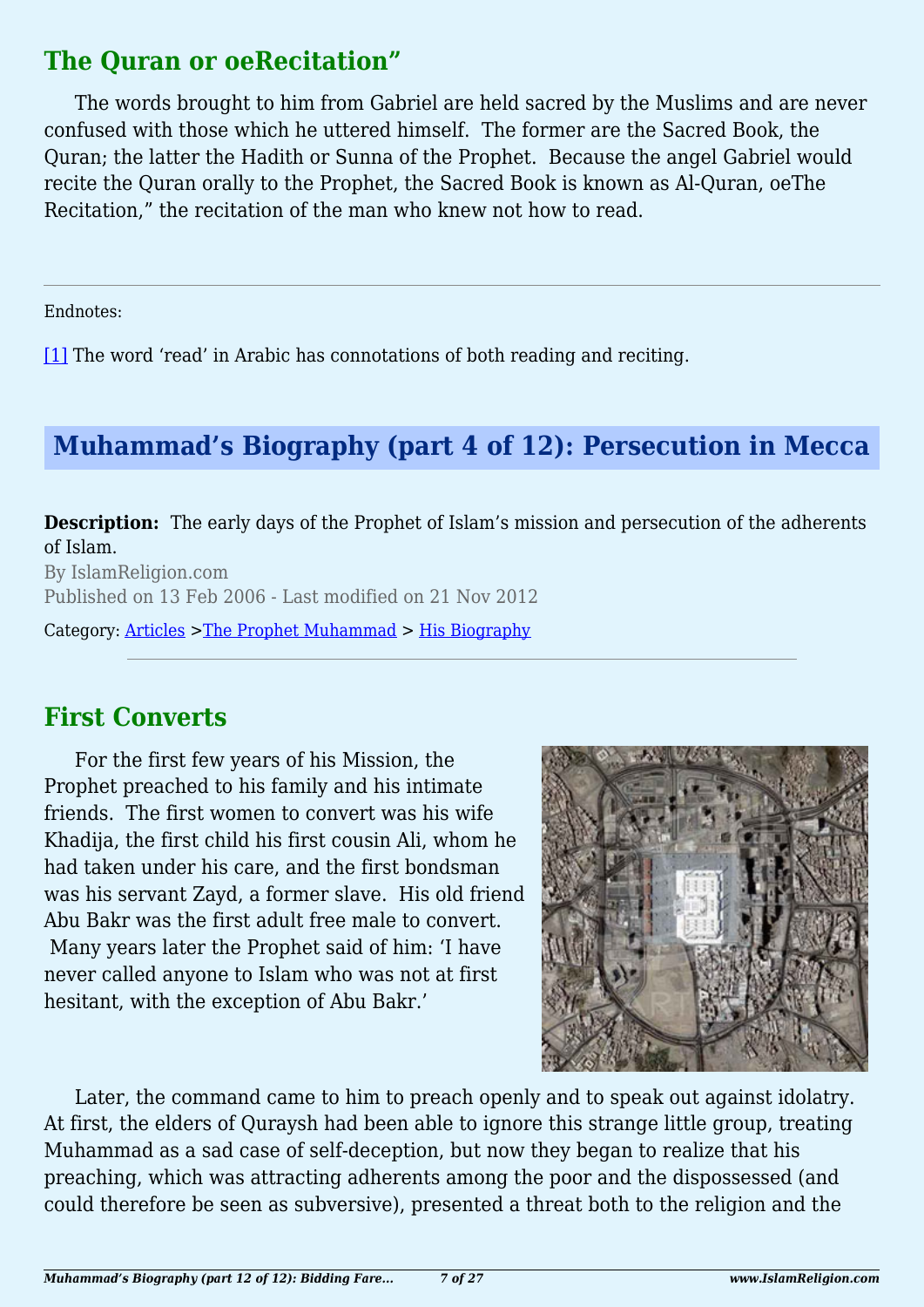## The Quran or oeRecitation"

The words brought to him from Gabriel are held sacred by the Muslims and are never confused with those which he uttered himself. The former are the Sacred Book, the Quran; the latter the Hadith or Sunna of the Prophet. Because the angel Gabriel would recite the Quran orally to the Prophet, the Sacred Book is known as Al-Quran, oeThe Recitation," the recitation of the man who knew not how to read.

---

Endnotes:

[1] The word 'read' in Arabic has connotations of both reading and reciting.

# Muhammad's Biography (part 4 of 12): Persecution in Mecca

**Description:** The early days of the Prophet of Islam's mission and persecution of the adherents of Islam.

By IslamReligion.com

Published on 13 Feb 2006 - Last modified on 21 Nov 2012

Category: Articles >The Prophet Muhammad > His Biography

---

## First Converts

For the first few years of his Mission, the Prophet preached to his family and his intimate friends. The first women to convert was his wife Khadija, the first child his first cousin Ali, whom he had taken under his care, and the first bondsman was his servant Zayd, a former slave. His old friend Abu Bakr was the first adult free male to convert. Many years later the Prophet said of him: 'I have never called anyone to Islam who was not at first hesitant, with the exception of Abu Bakr.'

Later, the command came to him to preach openly and to speak out against idolatry. At first, the elders of Quraysh had been able to ignore this strange little group, treating Muhammad as a sad case of self-deception, but now they began to realize that his preaching, which was attracting adherents among the poor and the dispossessed (and could therefore be seen as subversive), presented a threat both to the religion and the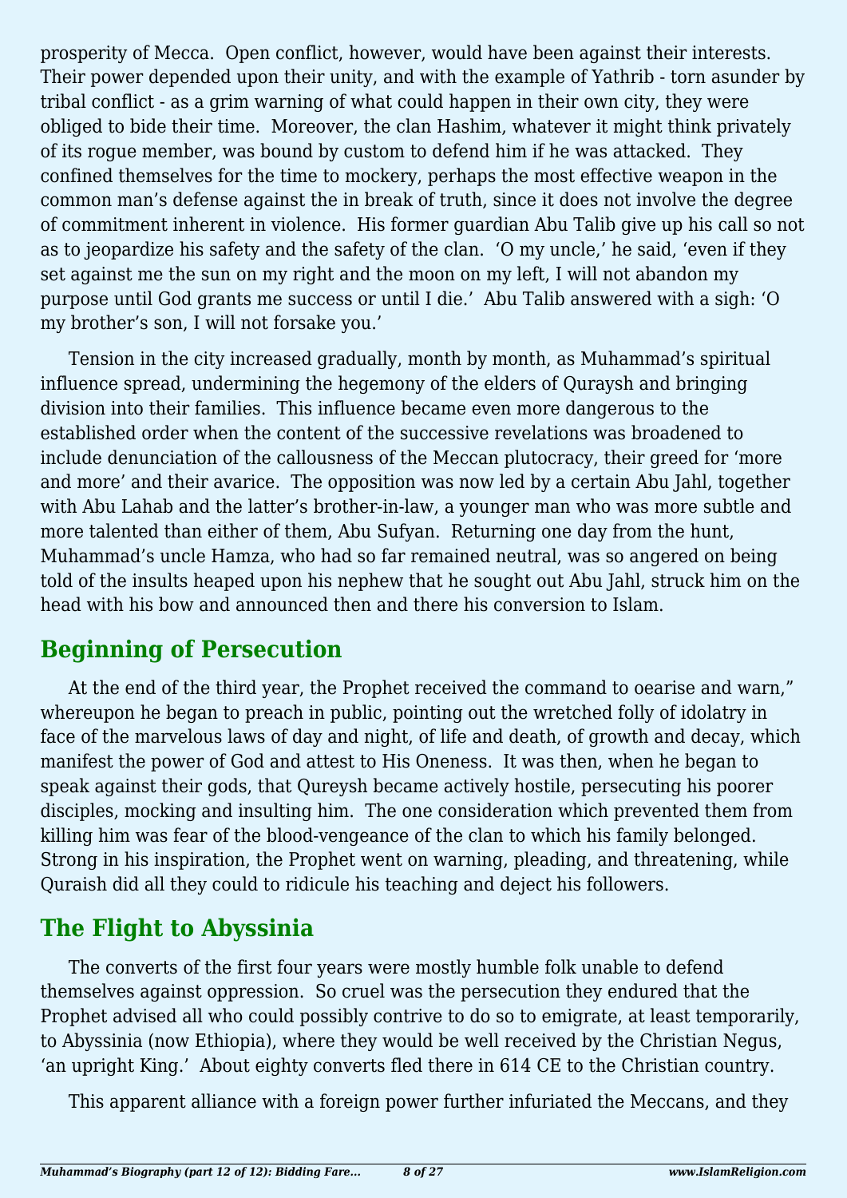prosperity of Mecca. Open conflict, however, would have been against their interests. Their power depended upon their unity, and with the example of Yathrib - torn asunder by tribal conflict - as a grim warning of what could happen in their own city, they were obliged to bide their time. Moreover, the clan Hashim, whatever it might think privately of its rogue member, was bound by custom to defend him if he was attacked. They confined themselves for the time to mockery, perhaps the most effective weapon in the common man's defense against the in break of truth, since it does not involve the degree of commitment inherent in violence. His former guardian Abu Talib give up his call so not as to jeopardize his safety and the safety of the clan. 'O my uncle,' he said, 'even if they set against me the sun on my right and the moon on my left, I will not abandon my purpose until God grants me success or until I die.' Abu Talib answered with a sigh: 'O my brother's son, I will not forsake you.'

Tension in the city increased gradually, month by month, as Muhammad's spiritual influence spread, undermining the hegemony of the elders of Quraysh and bringing division into their families. This influence became even more dangerous to the established order when the content of the successive revelations was broadened to include denunciation of the callousness of the Meccan plutocracy, their greed for 'more and more' and their avarice. The opposition was now led by a certain Abu Jahl, together with Abu Lahab and the latter's brother-in-law, a younger man who was more subtle and more talented than either of them, Abu Sufyan. Returning one day from the hunt, Muhammad's uncle Hamza, who had so far remained neutral, was so angered on being told of the insults heaped upon his nephew that he sought out Abu Jahl, struck him on the head with his bow and announced then and there his conversion to Islam.

## Beginning of Persecution

At the end of the third year, the Prophet received the command to oearise and warn," whereupon he began to preach in public, pointing out the wretched folly of idolatry in face of the marvelous laws of day and night, of life and death, of growth and decay, which manifest the power of God and attest to His Oneness. It was then, when he began to speak against their gods, that Qureysh became actively hostile, persecuting his poorer disciples, mocking and insulting him. The one consideration which prevented them from killing him was fear of the blood-vengeance of the clan to which his family belonged. Strong in his inspiration, the Prophet went on warning, pleading, and threatening, while Quraish did all they could to ridicule his teaching and deject his followers.

## The Flight to Abyssinia

The converts of the first four years were mostly humble folk unable to defend themselves against oppression. So cruel was the persecution they endured that the Prophet advised all who could possibly contrive to do so to emigrate, at least temporarily, to Abyssinia (now Ethiopia), where they would be well received by the Christian Negus, 'an upright King.' About eighty converts fled there in 614 CE to the Christian country.

This apparent alliance with a foreign power further infuriated the Meccans, and they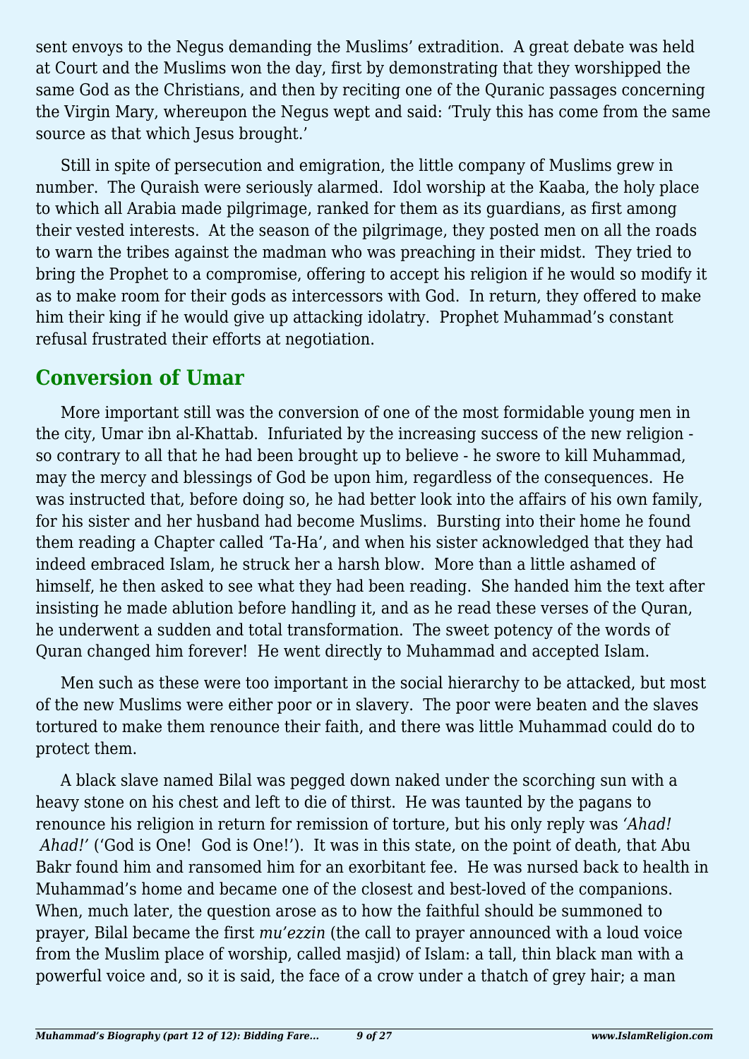sent envoys to the Negus demanding the Muslims' extradition. A great debate was held at Court and the Muslims won the day, first by demonstrating that they worshipped the same God as the Christians, and then by reciting one of the Quranic passages concerning the Virgin Mary, whereupon the Negus wept and said: 'Truly this has come from the same source as that which Jesus brought.'

Still in spite of persecution and emigration, the little company of Muslims grew in number. The Quraish were seriously alarmed. Idol worship at the Kaaba, the holy place to which all Arabia made pilgrimage, ranked for them as its guardians, as first among their vested interests. At the season of the pilgrimage, they posted men on all the roads to warn the tribes against the madman who was preaching in their midst. They tried to bring the Prophet to a compromise, offering to accept his religion if he would so modify it as to make room for their gods as intercessors with God. In return, they offered to make him their king if he would give up attacking idolatry. Prophet Muhammad's constant refusal frustrated their efforts at negotiation.

## Conversion of Umar

More important still was the conversion of one of the most formidable young men in the city, Umar ibn al-Khattab. Infuriated by the increasing success of the new religion - so contrary to all that he had been brought up to believe - he swore to kill Muhammad, may the mercy and blessings of God be upon him, regardless of the consequences. He was instructed that, before doing so, he had better look into the affairs of his own family, for his sister and her husband had become Muslims. Bursting into their home he found them reading a Chapter called 'Ta-Ha', and when his sister acknowledged that they had indeed embraced Islam, he struck her a harsh blow. More than a little ashamed of himself, he then asked to see what they had been reading. She handed him the text after insisting he made ablution before handling it, and as he read these verses of the Quran, he underwent a sudden and total transformation. The sweet potency of the words of Quran changed him forever! He went directly to Muhammad and accepted Islam.

Men such as these were too important in the social hierarchy to be attacked, but most of the new Muslims were either poor or in slavery. The poor were beaten and the slaves tortured to make them renounce their faith, and there was little Muhammad could do to protect them.

A black slave named Bilal was pegged down naked under the scorching sun with a heavy stone on his chest and left to die of thirst. He was taunted by the pagans to renounce his religion in return for remission of torture, but his only reply was *'Ahad! Ahad!'* ('God is One! God is One!'). It was in this state, on the point of death, that Abu Bakr found him and ransomed him for an exorbitant fee. He was nursed back to health in Muhammad's home and became one of the closest and best-loved of the companions. When, much later, the question arose as to how the faithful should be summoned to prayer, Bilal became the first *mu'ezzin* (the call to prayer announced with a loud voice from the Muslim place of worship, called masjid) of Islam: a tall, thin black man with a powerful voice and, so it is said, the face of a crow under a thatch of grey hair; a man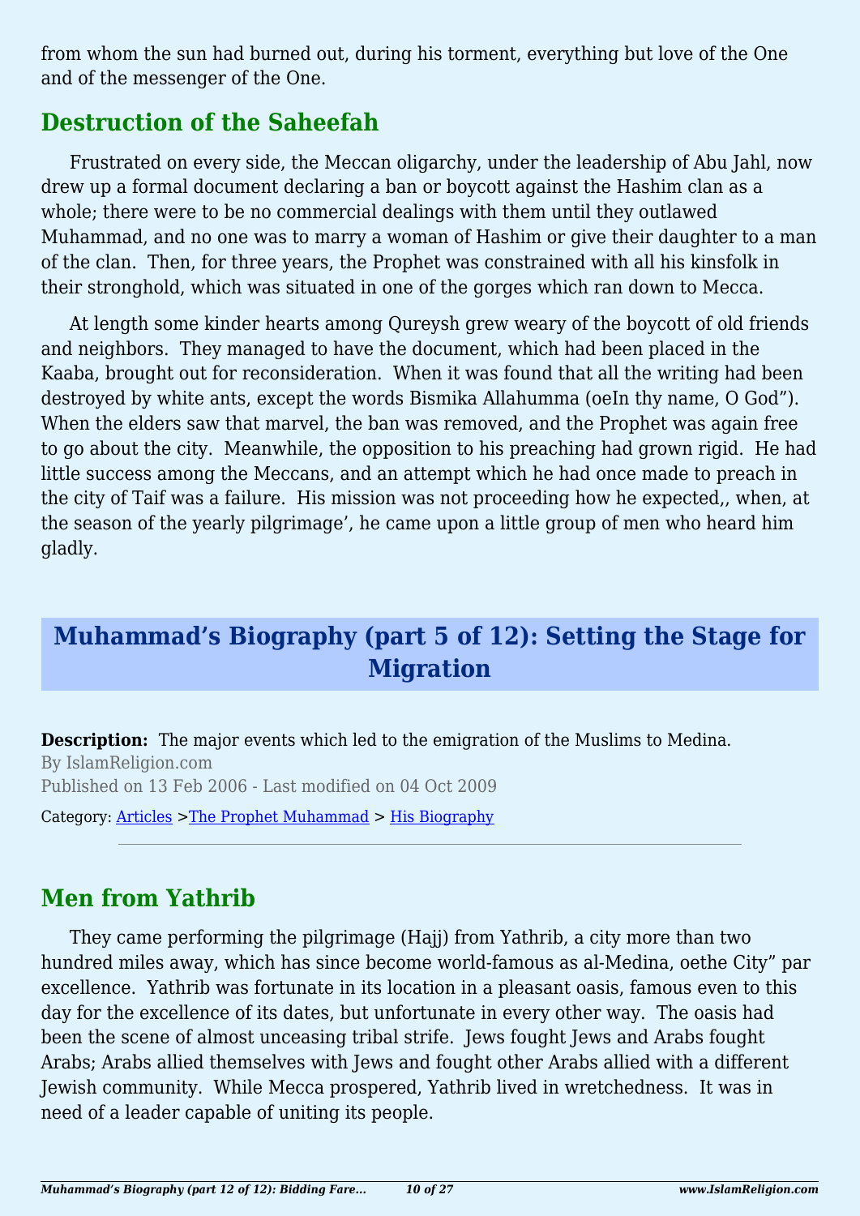from whom the sun had burned out, during his torment, everything but love of the One and of the messenger of the One.

## Destruction of the Saheefah

Frustrated on every side, the Meccan oligarchy, under the leadership of Abu Jahl, now drew up a formal document declaring a ban or boycott against the Hashim clan as a whole; there were to be no commercial dealings with them until they outlawed Muhammad, and no one was to marry a woman of Hashim or give their daughter to a man of the clan. Then, for three years, the Prophet was constrained with all his kinsfolk in their stronghold, which was situated in one of the gorges which ran down to Mecca.

At length some kinder hearts among Qureysh grew weary of the boycott of old friends and neighbors. They managed to have the document, which had been placed in the Kaaba, brought out for reconsideration. When it was found that all the writing had been destroyed by white ants, except the words Bismika Allahumma (oeIn thy name, O God"). When the elders saw that marvel, the ban was removed, and the Prophet was again free to go about the city. Meanwhile, the opposition to his preaching had grown rigid. He had little success among the Meccans, and an attempt which he had once made to preach in the city of Taif was a failure. His mission was not proceeding how he expected,, when, at the season of the yearly pilgrimage', he came upon a little group of men who heard him gladly.

# Muhammad's Biography (part 5 of 12): Setting the Stage for Migration

**Description:** The major events which led to the emigration of the Muslims to Medina.

By IslamReligion.com

Published on 13 Feb 2006 - Last modified on 04 Oct 2009

Category: Articles >The Prophet Muhammad > His Biography

---

## Men from Yathrib

They came performing the pilgrimage (Hajj) from Yathrib, a city more than two hundred miles away, which has since become world-famous as al-Medina, oethe City" par excellence. Yathrib was fortunate in its location in a pleasant oasis, famous even to this day for the excellence of its dates, but unfortunate in every other way. The oasis had been the scene of almost unceasing tribal strife. Jews fought Jews and Arabs fought Arabs; Arabs allied themselves with Jews and fought other Arabs allied with a different Jewish community. While Mecca prospered, Yathrib lived in wretchedness. It was in need of a leader capable of uniting its people.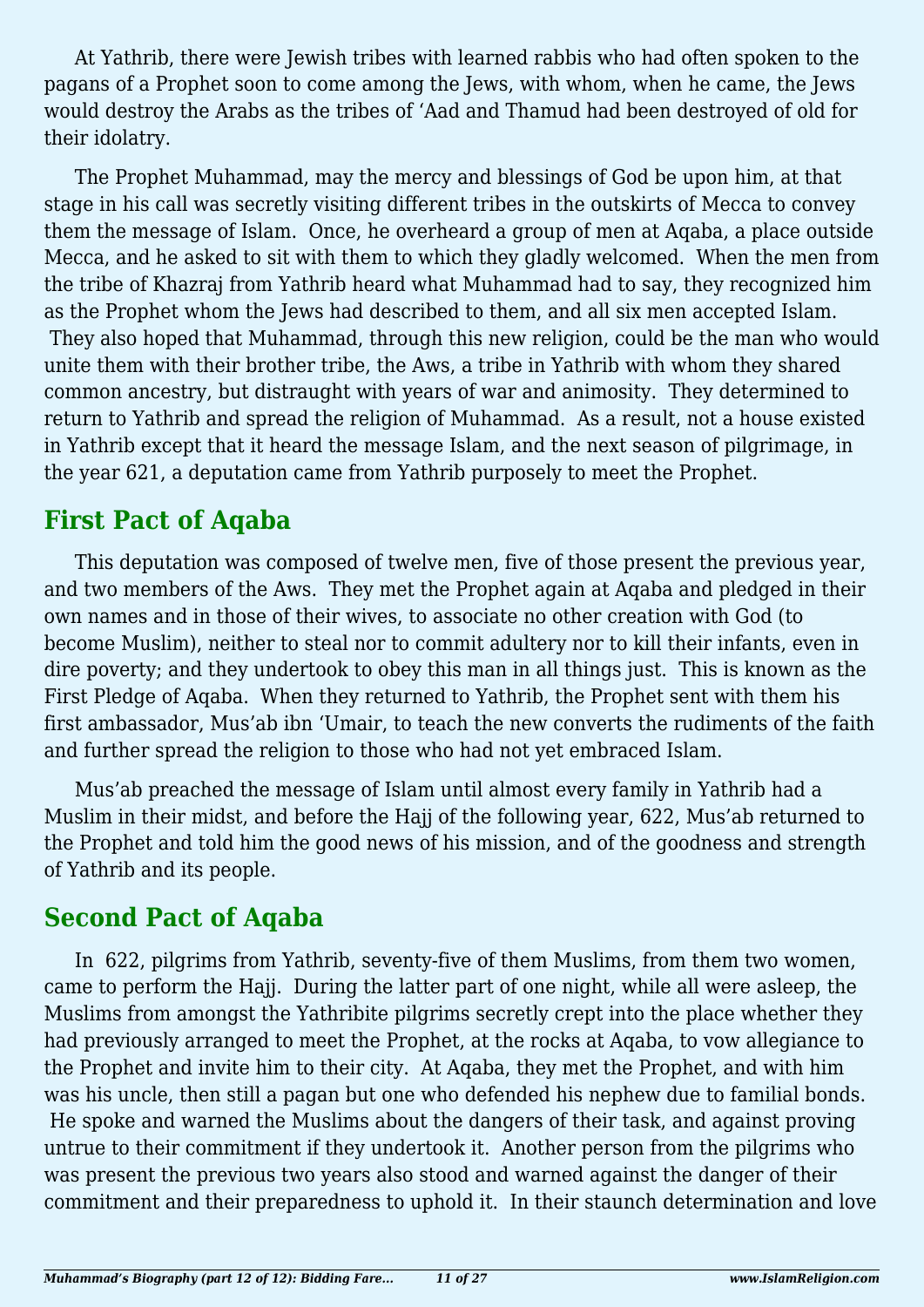At Yathrib, there were Jewish tribes with learned rabbis who had often spoken to the pagans of a Prophet soon to come among the Jews, with whom, when he came, the Jews would destroy the Arabs as the tribes of ‘Aad and Thamud had been destroyed of old for their idolatry.

The Prophet Muhammad, may the mercy and blessings of God be upon him, at that stage in his call was secretly visiting different tribes in the outskirts of Mecca to convey them the message of Islam. Once, he overheard a group of men at Aqaba, a place outside Mecca, and he asked to sit with them to which they gladly welcomed. When the men from the tribe of Khazraj from Yathrib heard what Muhammad had to say, they recognized him as the Prophet whom the Jews had described to them, and all six men accepted Islam. They also hoped that Muhammad, through this new religion, could be the man who would unite them with their brother tribe, the Aws, a tribe in Yathrib with whom they shared common ancestry, but distraught with years of war and animosity. They determined to return to Yathrib and spread the religion of Muhammad. As a result, not a house existed in Yathrib except that it heard the message Islam, and the next season of pilgrimage, in the year 621, a deputation came from Yathrib purposely to meet the Prophet.

## First Pact of Aqaba

This deputation was composed of twelve men, five of those present the previous year, and two members of the Aws. They met the Prophet again at Aqaba and pledged in their own names and in those of their wives, to associate no other creation with God (to become Muslim), neither to steal nor to commit adultery nor to kill their infants, even in dire poverty; and they undertook to obey this man in all things just. This is known as the First Pledge of Aqaba. When they returned to Yathrib, the Prophet sent with them his first ambassador, Mus’ab ibn ‘Umair, to teach the new converts the rudiments of the faith and further spread the religion to those who had not yet embraced Islam.

Mus’ab preached the message of Islam until almost every family in Yathrib had a Muslim in their midst, and before the Hajj of the following year, 622, Mus’ab returned to the Prophet and told him the good news of his mission, and of the goodness and strength of Yathrib and its people.

## Second Pact of Aqaba

In 622, pilgrims from Yathrib, seventy-five of them Muslims, from them two women, came to perform the Hajj. During the latter part of one night, while all were asleep, the Muslims from amongst the Yathribite pilgrims secretly crept into the place whether they had previously arranged to meet the Prophet, at the rocks at Aqaba, to vow allegiance to the Prophet and invite him to their city. At Aqaba, they met the Prophet, and with him was his uncle, then still a pagan but one who defended his nephew due to familial bonds. He spoke and warned the Muslims about the dangers of their task, and against proving untrue to their commitment if they undertook it. Another person from the pilgrims who was present the previous two years also stood and warned against the danger of their commitment and their preparedness to uphold it. In their staunch determination and love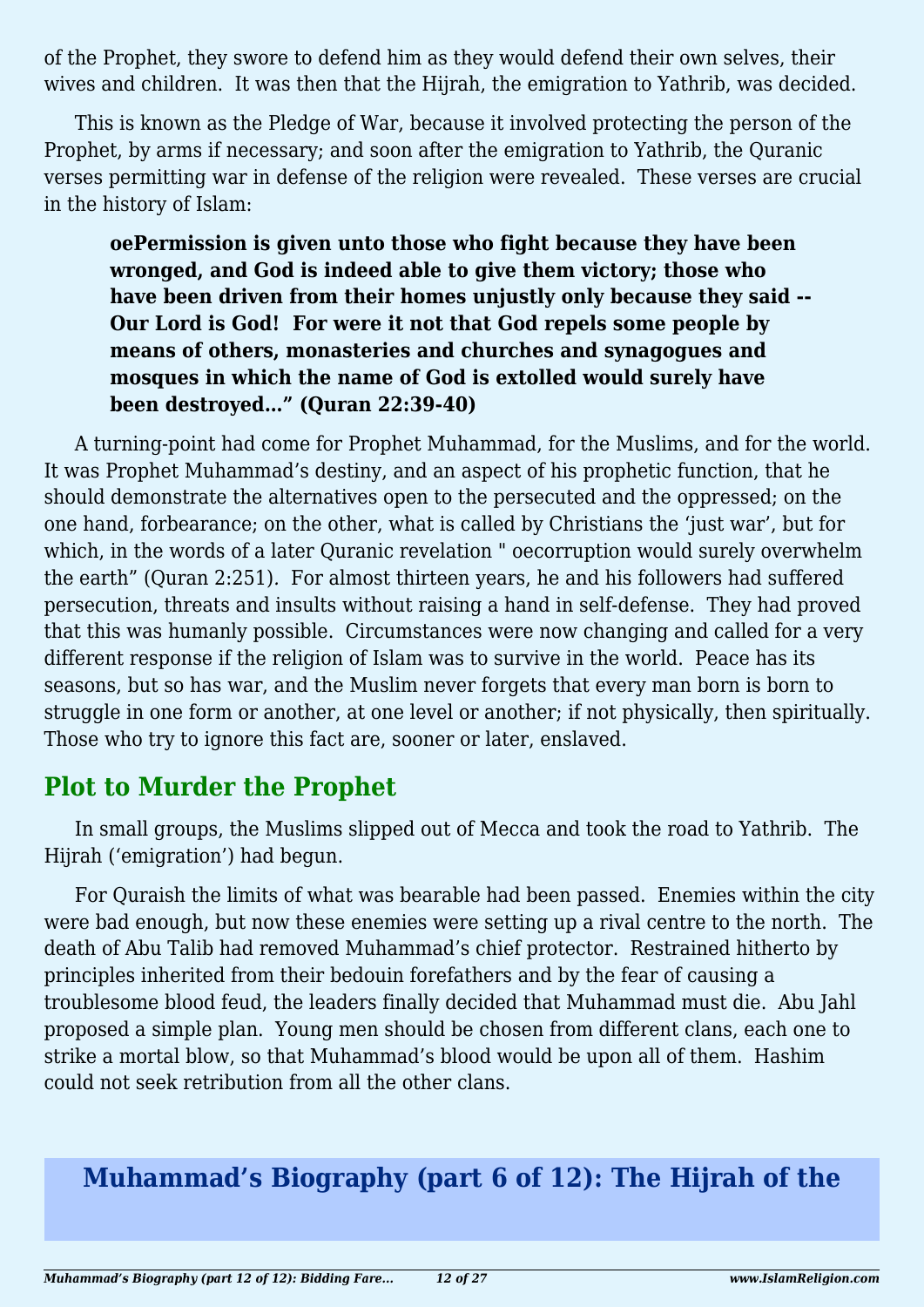of the Prophet, they swore to defend him as they would defend their own selves, their wives and children. It was then that the Hijrah, the emigration to Yathrib, was decided.

This is known as the Pledge of War, because it involved protecting the person of the Prophet, by arms if necessary; and soon after the emigration to Yathrib, the Quranic verses permitting war in defense of the religion were revealed. These verses are crucial in the history of Islam:

> **oePermission is given unto those who fight because they have been wronged, and God is indeed able to give them victory; those who have been driven from their homes unjustly only because they said -- Our Lord is God! For were it not that God repels some people by means of others, monasteries and churches and synagogues and mosques in which the name of God is extolled would surely have been destroyed…" (Quran 22:39-40)**

A turning-point had come for Prophet Muhammad, for the Muslims, and for the world. It was Prophet Muhammad's destiny, and an aspect of his prophetic function, that he should demonstrate the alternatives open to the persecuted and the oppressed; on the one hand, forbearance; on the other, what is called by Christians the 'just war', but for which, in the words of a later Quranic revelation " oecorruption would surely overwhelm the earth" (Quran 2:251). For almost thirteen years, he and his followers had suffered persecution, threats and insults without raising a hand in self-defense. They had proved that this was humanly possible. Circumstances were now changing and called for a very different response if the religion of Islam was to survive in the world. Peace has its seasons, but so has war, and the Muslim never forgets that every man born is born to struggle in one form or another, at one level or another; if not physically, then spiritually. Those who try to ignore this fact are, sooner or later, enslaved.

## Plot to Murder the Prophet

In small groups, the Muslims slipped out of Mecca and took the road to Yathrib. The Hijrah ('emigration') had begun.

For Quraish the limits of what was bearable had been passed. Enemies within the city were bad enough, but now these enemies were setting up a rival centre to the north. The death of Abu Talib had removed Muhammad's chief protector. Restrained hitherto by principles inherited from their bedouin forefathers and by the fear of causing a troublesome blood feud, the leaders finally decided that Muhammad must die. Abu Jahl proposed a simple plan. Young men should be chosen from different clans, each one to strike a mortal blow, so that Muhammad's blood would be upon all of them. Hashim could not seek retribution from all the other clans.

# Muhammad's Biography (part 6 of 12): The Hijrah of the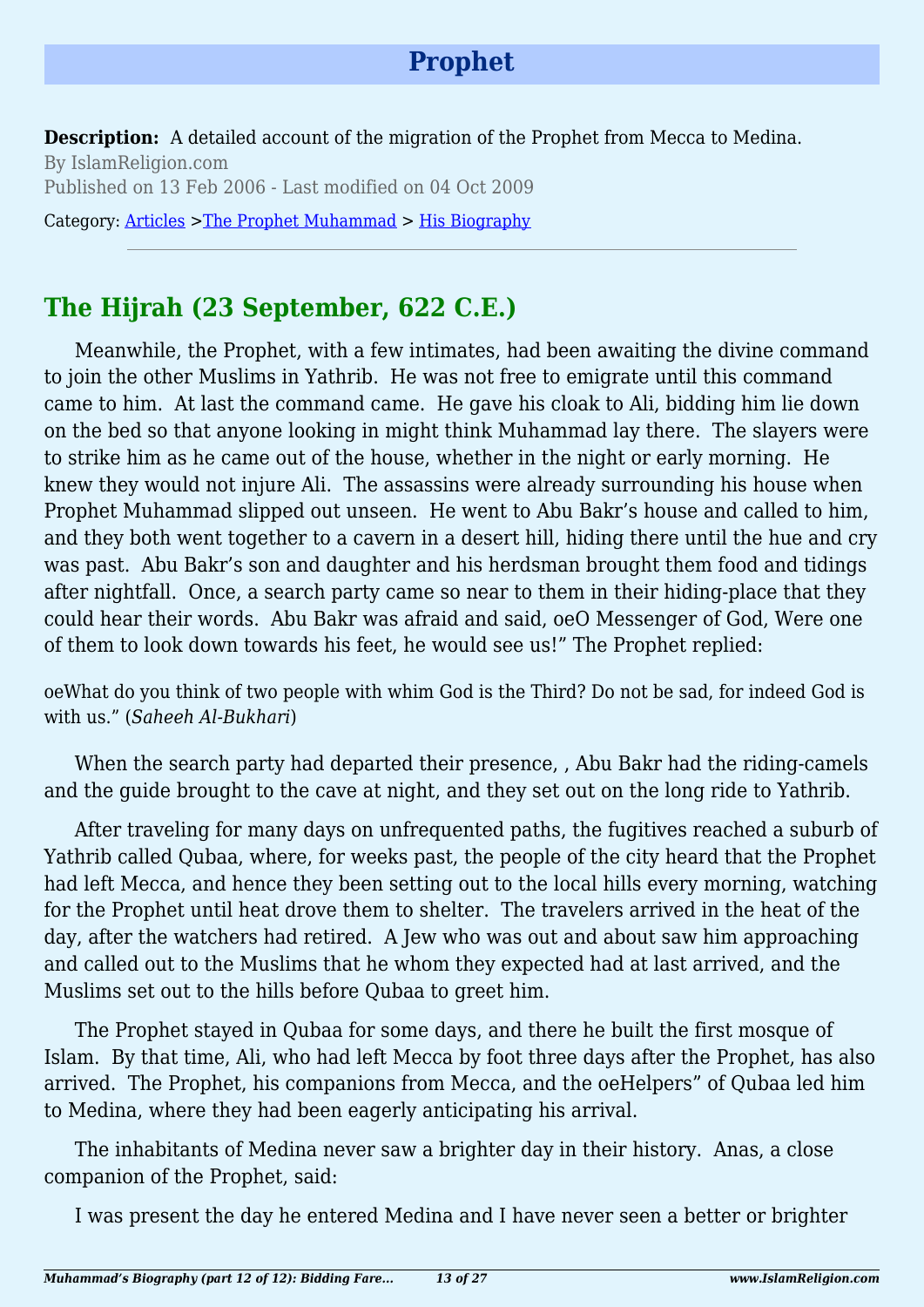# Prophet

**Description:** A detailed account of the migration of the Prophet from Mecca to Medina.
By IslamReligion.com
Published on 13 Feb 2006 - Last modified on 04 Oct 2009

Category: Articles >The Prophet Muhammad > His Biography

---

## The Hijrah (23 September, 622 C.E.)

Meanwhile, the Prophet, with a few intimates, had been awaiting the divine command to join the other Muslims in Yathrib. He was not free to emigrate until this command came to him. At last the command came. He gave his cloak to Ali, bidding him lie down on the bed so that anyone looking in might think Muhammad lay there. The slayers were to strike him as he came out of the house, whether in the night or early morning. He knew they would not injure Ali. The assassins were already surrounding his house when Prophet Muhammad slipped out unseen. He went to Abu Bakr's house and called to him, and they both went together to a cavern in a desert hill, hiding there until the hue and cry was past. Abu Bakr's son and daughter and his herdsman brought them food and tidings after nightfall. Once, a search party came so near to them in their hiding-place that they could hear their words. Abu Bakr was afraid and said, oeO Messenger of God, Were one of them to look down towards his feet, he would see us!" The Prophet replied:

oeWhat do you think of two people with whim God is the Third? Do not be sad, for indeed God is with us." (*Saheeh Al-Bukhari*)

When the search party had departed their presence, , Abu Bakr had the riding-camels and the guide brought to the cave at night, and they set out on the long ride to Yathrib.

After traveling for many days on unfrequented paths, the fugitives reached a suburb of Yathrib called Qubaa, where, for weeks past, the people of the city heard that the Prophet had left Mecca, and hence they been setting out to the local hills every morning, watching for the Prophet until heat drove them to shelter. The travelers arrived in the heat of the day, after the watchers had retired. A Jew who was out and about saw him approaching and called out to the Muslims that he whom they expected had at last arrived, and the Muslims set out to the hills before Qubaa to greet him.

The Prophet stayed in Qubaa for some days, and there he built the first mosque of Islam. By that time, Ali, who had left Mecca by foot three days after the Prophet, has also arrived. The Prophet, his companions from Mecca, and the oeHelpers" of Qubaa led him to Medina, where they had been eagerly anticipating his arrival.

The inhabitants of Medina never saw a brighter day in their history. Anas, a close companion of the Prophet, said:

I was present the day he entered Medina and I have never seen a better or brighter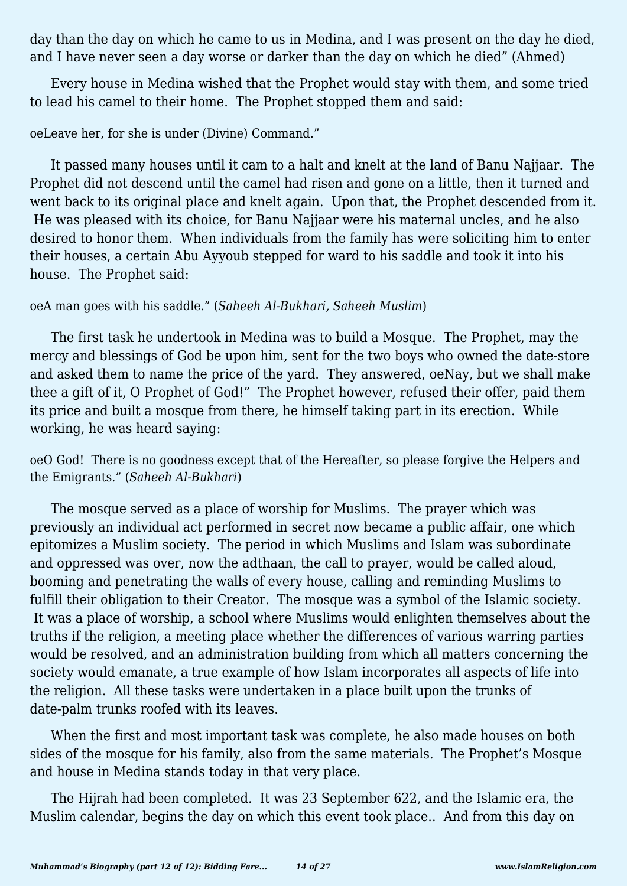day than the day on which he came to us in Medina, and I was present on the day he died, and I have never seen a day worse or darker than the day on which he died" (Ahmed)

Every house in Medina wished that the Prophet would stay with them, and some tried to lead his camel to their home. The Prophet stopped them and said:

oeLeave her, for she is under (Divine) Command."

It passed many houses until it cam to a halt and knelt at the land of Banu Najjaar. The Prophet did not descend until the camel had risen and gone on a little, then it turned and went back to its original place and knelt again. Upon that, the Prophet descended from it. He was pleased with its choice, for Banu Najjaar were his maternal uncles, and he also desired to honor them. When individuals from the family has were soliciting him to enter their houses, a certain Abu Ayyoub stepped for ward to his saddle and took it into his house. The Prophet said:

oeA man goes with his saddle." (*Saheeh Al-Bukhari, Saheeh Muslim*)

The first task he undertook in Medina was to build a Mosque. The Prophet, may the mercy and blessings of God be upon him, sent for the two boys who owned the date-store and asked them to name the price of the yard. They answered, oeNay, but we shall make thee a gift of it, O Prophet of God!" The Prophet however, refused their offer, paid them its price and built a mosque from there, he himself taking part in its erection. While working, he was heard saying:

oeO God! There is no goodness except that of the Hereafter, so please forgive the Helpers and the Emigrants." (*Saheeh Al-Bukhari*)

The mosque served as a place of worship for Muslims. The prayer which was previously an individual act performed in secret now became a public affair, one which epitomizes a Muslim society. The period in which Muslims and Islam was subordinate and oppressed was over, now the adthaan, the call to prayer, would be called aloud, booming and penetrating the walls of every house, calling and reminding Muslims to fulfill their obligation to their Creator. The mosque was a symbol of the Islamic society. It was a place of worship, a school where Muslims would enlighten themselves about the truths if the religion, a meeting place whether the differences of various warring parties would be resolved, and an administration building from which all matters concerning the society would emanate, a true example of how Islam incorporates all aspects of life into the religion. All these tasks were undertaken in a place built upon the trunks of date-palm trunks roofed with its leaves.

When the first and most important task was complete, he also made houses on both sides of the mosque for his family, also from the same materials. The Prophet's Mosque and house in Medina stands today in that very place.

The Hijrah had been completed. It was 23 September 622, and the Islamic era, the Muslim calendar, begins the day on which this event took place.. And from this day on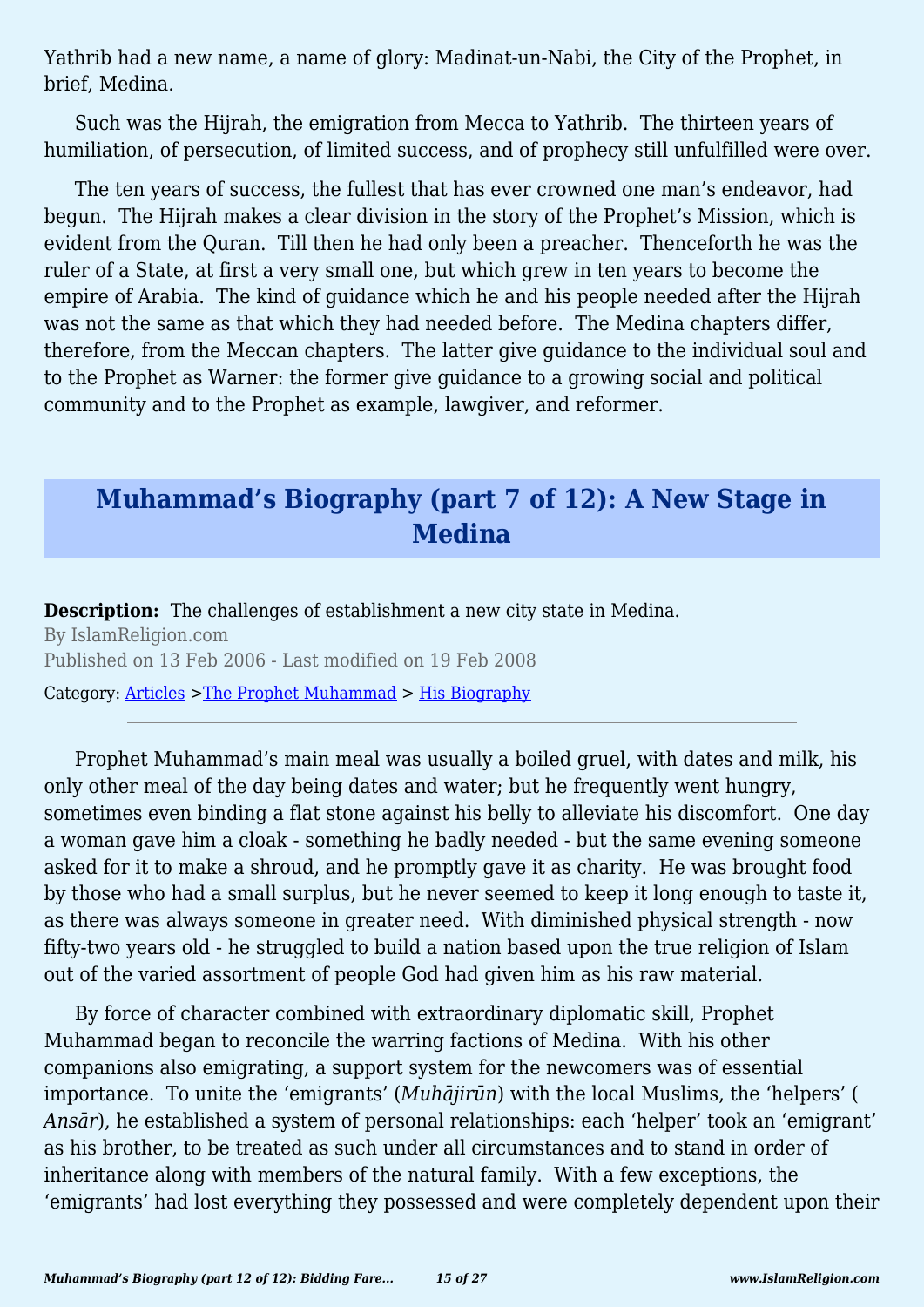Yathrib had a new name, a name of glory: Madinat-un-Nabi, the City of the Prophet, in brief, Medina.

Such was the Hijrah, the emigration from Mecca to Yathrib. The thirteen years of humiliation, of persecution, of limited success, and of prophecy still unfulfilled were over.

The ten years of success, the fullest that has ever crowned one man's endeavor, had begun. The Hijrah makes a clear division in the story of the Prophet's Mission, which is evident from the Quran. Till then he had only been a preacher. Thenceforth he was the ruler of a State, at first a very small one, but which grew in ten years to become the empire of Arabia. The kind of guidance which he and his people needed after the Hijrah was not the same as that which they had needed before. The Medina chapters differ, therefore, from the Meccan chapters. The latter give guidance to the individual soul and to the Prophet as Warner: the former give guidance to a growing social and political community and to the Prophet as example, lawgiver, and reformer.

## Muhammad's Biography (part 7 of 12): A New Stage in Medina

**Description:** The challenges of establishment a new city state in Medina.

By IslamReligion.com

Published on 13 Feb 2006 - Last modified on 19 Feb 2008

Category: Articles >The Prophet Muhammad > His Biography

---

Prophet Muhammad's main meal was usually a boiled gruel, with dates and milk, his only other meal of the day being dates and water; but he frequently went hungry, sometimes even binding a flat stone against his belly to alleviate his discomfort. One day a woman gave him a cloak - something he badly needed - but the same evening someone asked for it to make a shroud, and he promptly gave it as charity. He was brought food by those who had a small surplus, but he never seemed to keep it long enough to taste it, as there was always someone in greater need. With diminished physical strength - now fifty-two years old - he struggled to build a nation based upon the true religion of Islam out of the varied assortment of people God had given him as his raw material.

By force of character combined with extraordinary diplomatic skill, Prophet Muhammad began to reconcile the warring factions of Medina. With his other companions also emigrating, a support system for the newcomers was of essential importance. To unite the 'emigrants' (*Muhājirūn*) with the local Muslims, the 'helpers' (*Ansār*), he established a system of personal relationships: each 'helper' took an 'emigrant' as his brother, to be treated as such under all circumstances and to stand in order of inheritance along with members of the natural family. With a few exceptions, the 'emigrants' had lost everything they possessed and were completely dependent upon their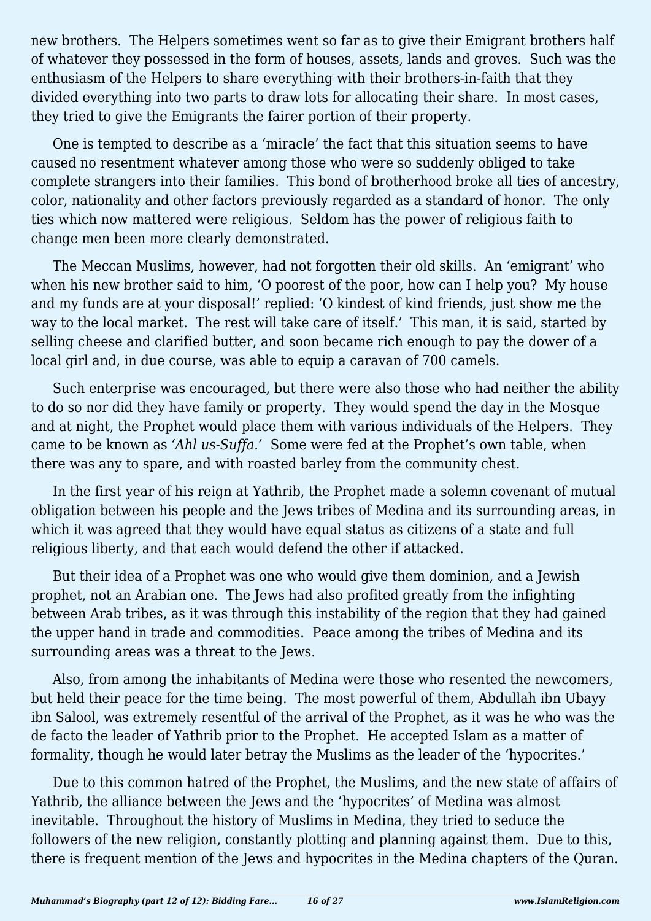new brothers.  The Helpers sometimes went so far as to give their Emigrant brothers half of whatever they possessed in the form of houses, assets, lands and groves.  Such was the enthusiasm of the Helpers to share everything with their brothers-in-faith that they divided everything into two parts to draw lots for allocating their share.  In most cases, they tried to give the Emigrants the fairer portion of their property.

One is tempted to describe as a 'miracle' the fact that this situation seems to have caused no resentment whatever among those who were so suddenly obliged to take complete strangers into their families.  This bond of brotherhood broke all ties of ancestry, color, nationality and other factors previously regarded as a standard of honor.  The only ties which now mattered were religious.  Seldom has the power of religious faith to change men been more clearly demonstrated.

The Meccan Muslims, however, had not forgotten their old skills.  An 'emigrant' who when his new brother said to him, 'O poorest of the poor, how can I help you?  My house and my funds are at your disposal!' replied: 'O kindest of kind friends, just show me the way to the local market.  The rest will take care of itself.'  This man, it is said, started by selling cheese and clarified butter, and soon became rich enough to pay the dower of a local girl and, in due course, was able to equip a caravan of 700 camels.

Such enterprise was encouraged, but there were also those who had neither the ability to do so nor did they have family or property.  They would spend the day in the Mosque and at night, the Prophet would place them with various individuals of the Helpers.  They came to be known as *'Ahl us-Suffa.'*  Some were fed at the Prophet's own table, when there was any to spare, and with roasted barley from the community chest.

In the first year of his reign at Yathrib, the Prophet made a solemn covenant of mutual obligation between his people and the Jews tribes of Medina and its surrounding areas, in which it was agreed that they would have equal status as citizens of a state and full religious liberty, and that each would defend the other if attacked.

But their idea of a Prophet was one who would give them dominion, and a Jewish prophet, not an Arabian one.  The Jews had also profited greatly from the infighting between Arab tribes, as it was through this instability of the region that they had gained the upper hand in trade and commodities.  Peace among the tribes of Medina and its surrounding areas was a threat to the Jews.

Also, from among the inhabitants of Medina were those who resented the newcomers, but held their peace for the time being.  The most powerful of them, Abdullah ibn Ubayy ibn Salool, was extremely resentful of the arrival of the Prophet, as it was he who was the de facto the leader of Yathrib prior to the Prophet.  He accepted Islam as a matter of formality, though he would later betray the Muslims as the leader of the 'hypocrites.'

Due to this common hatred of the Prophet, the Muslims, and the new state of affairs of Yathrib, the alliance between the Jews and the 'hypocrites' of Medina was almost inevitable.  Throughout the history of Muslims in Medina, they tried to seduce the followers of the new religion, constantly plotting and planning against them.  Due to this, there is frequent mention of the Jews and hypocrites in the Medina chapters of the Quran.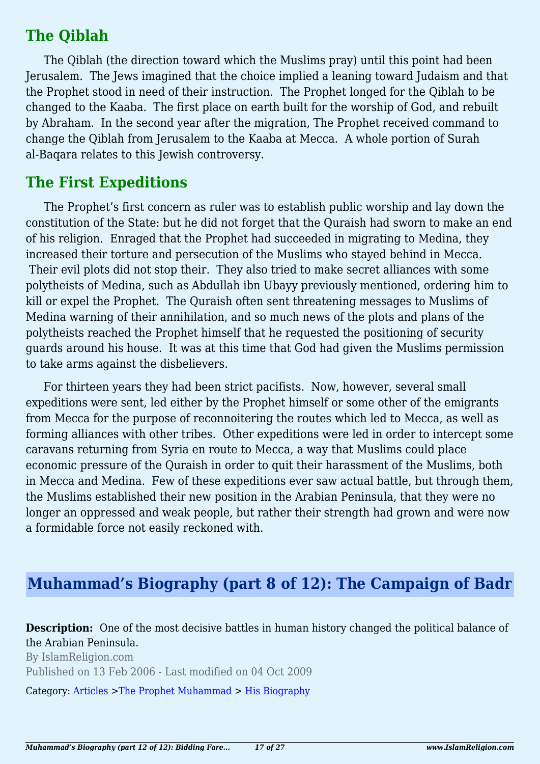## The Qiblah

The Qiblah (the direction toward which the Muslims pray) until this point had been Jerusalem. The Jews imagined that the choice implied a leaning toward Judaism and that the Prophet stood in need of their instruction. The Prophet longed for the Qiblah to be changed to the Kaaba. The first place on earth built for the worship of God, and rebuilt by Abraham. In the second year after the migration, The Prophet received command to change the Qiblah from Jerusalem to the Kaaba at Mecca. A whole portion of Surah al-Baqara relates to this Jewish controversy.

## The First Expeditions

The Prophet's first concern as ruler was to establish public worship and lay down the constitution of the State: but he did not forget that the Quraish had sworn to make an end of his religion. Enraged that the Prophet had succeeded in migrating to Medina, they increased their torture and persecution of the Muslims who stayed behind in Mecca. Their evil plots did not stop their. They also tried to make secret alliances with some polytheists of Medina, such as Abdullah ibn Ubayy previously mentioned, ordering him to kill or expel the Prophet. The Quraish often sent threatening messages to Muslims of Medina warning of their annihilation, and so much news of the plots and plans of the polytheists reached the Prophet himself that he requested the positioning of security guards around his house. It was at this time that God had given the Muslims permission to take arms against the disbelievers.

For thirteen years they had been strict pacifists. Now, however, several small expeditions were sent, led either by the Prophet himself or some other of the emigrants from Mecca for the purpose of reconnoitering the routes which led to Mecca, as well as forming alliances with other tribes. Other expeditions were led in order to intercept some caravans returning from Syria en route to Mecca, a way that Muslims could place economic pressure of the Quraish in order to quit their harassment of the Muslims, both in Mecca and Medina. Few of these expeditions ever saw actual battle, but through them, the Muslims established their new position in the Arabian Peninsula, that they were no longer an oppressed and weak people, but rather their strength had grown and were now a formidable force not easily reckoned with.

# Muhammad's Biography (part 8 of 12): The Campaign of Badr

**Description:** One of the most decisive battles in human history changed the political balance of the Arabian Peninsula.

By IslamReligion.com

Published on 13 Feb 2006 - Last modified on 04 Oct 2009

Category: Articles >The Prophet Muhammad > His Biography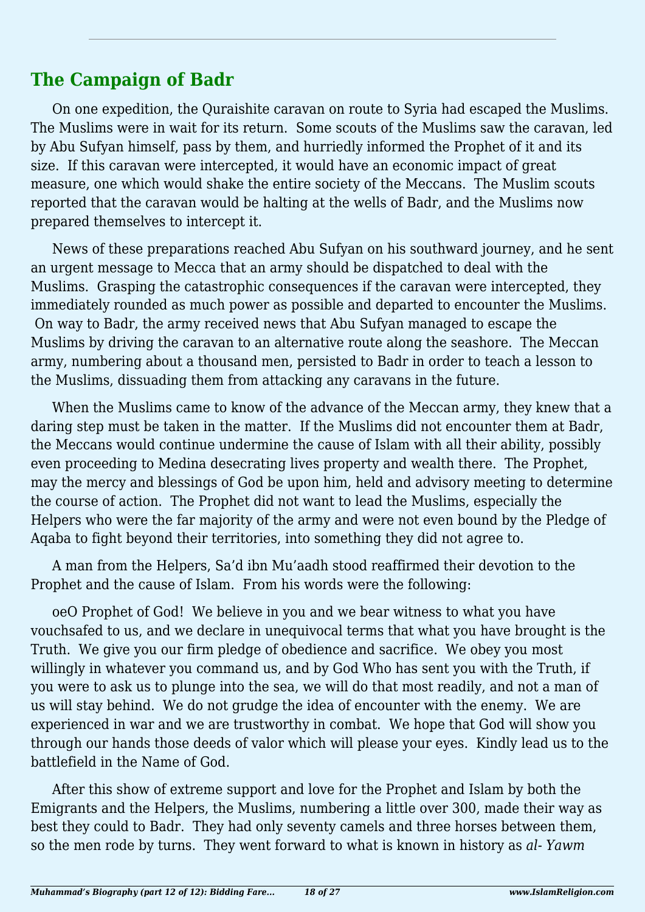## The Campaign of Badr

On one expedition, the Quraishite caravan on route to Syria had escaped the Muslims. The Muslims were in wait for its return. Some scouts of the Muslims saw the caravan, led by Abu Sufyan himself, pass by them, and hurriedly informed the Prophet of it and its size. If this caravan were intercepted, it would have an economic impact of great measure, one which would shake the entire society of the Meccans. The Muslim scouts reported that the caravan would be halting at the wells of Badr, and the Muslims now prepared themselves to intercept it.

News of these preparations reached Abu Sufyan on his southward journey, and he sent an urgent message to Mecca that an army should be dispatched to deal with the Muslims. Grasping the catastrophic consequences if the caravan were intercepted, they immediately rounded as much power as possible and departed to encounter the Muslims. On way to Badr, the army received news that Abu Sufyan managed to escape the Muslims by driving the caravan to an alternative route along the seashore. The Meccan army, numbering about a thousand men, persisted to Badr in order to teach a lesson to the Muslims, dissuading them from attacking any caravans in the future.

When the Muslims came to know of the advance of the Meccan army, they knew that a daring step must be taken in the matter. If the Muslims did not encounter them at Badr, the Meccans would continue undermine the cause of Islam with all their ability, possibly even proceeding to Medina desecrating lives property and wealth there. The Prophet, may the mercy and blessings of God be upon him, held and advisory meeting to determine the course of action. The Prophet did not want to lead the Muslims, especially the Helpers who were the far majority of the army and were not even bound by the Pledge of Aqaba to fight beyond their territories, into something they did not agree to.

A man from the Helpers, Sa'd ibn Mu'aadh stood reaffirmed their devotion to the Prophet and the cause of Islam. From his words were the following:

oeO Prophet of God! We believe in you and we bear witness to what you have vouchsafed to us, and we declare in unequivocal terms that what you have brought is the Truth. We give you our firm pledge of obedience and sacrifice. We obey you most willingly in whatever you command us, and by God Who has sent you with the Truth, if you were to ask us to plunge into the sea, we will do that most readily, and not a man of us will stay behind. We do not grudge the idea of encounter with the enemy. We are experienced in war and we are trustworthy in combat. We hope that God will show you through our hands those deeds of valor which will please your eyes. Kindly lead us to the battlefield in the Name of God.

After this show of extreme support and love for the Prophet and Islam by both the Emigrants and the Helpers, the Muslims, numbering a little over 300, made their way as best they could to Badr. They had only seventy camels and three horses between them, so the men rode by turns. They went forward to what is known in history as *al- Yawm*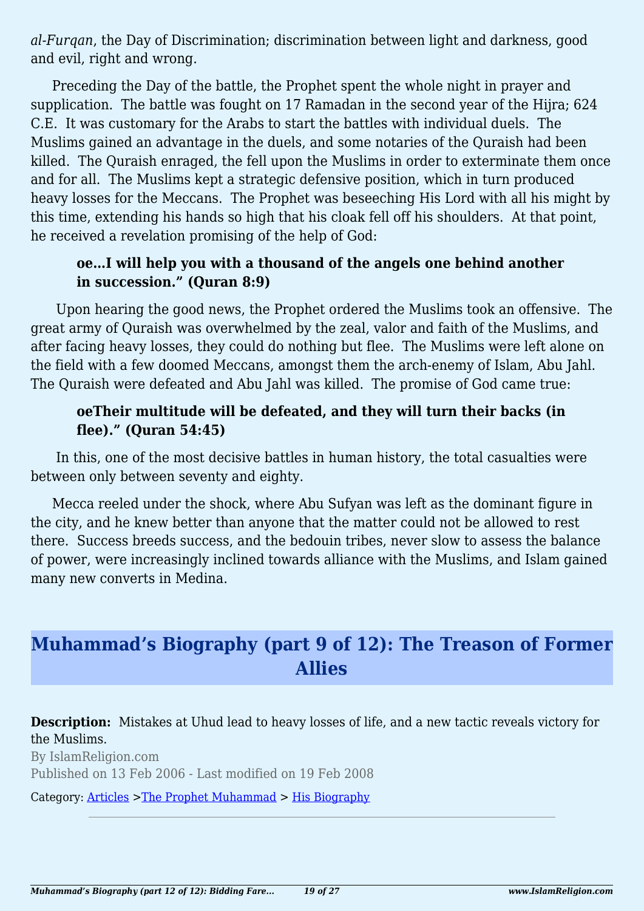*al-Furqan*, the Day of Discrimination; discrimination between light and darkness, good and evil, right and wrong.

Preceding the Day of the battle, the Prophet spent the whole night in prayer and supplication. The battle was fought on 17 Ramadan in the second year of the Hijra; 624 C.E. It was customary for the Arabs to start the battles with individual duels. The Muslims gained an advantage in the duels, and some notaries of the Quraish had been killed. The Quraish enraged, the fell upon the Muslims in order to exterminate them once and for all. The Muslims kept a strategic defensive position, which in turn produced heavy losses for the Meccans. The Prophet was beseeching His Lord with all his might by this time, extending his hands so high that his cloak fell off his shoulders. At that point, he received a revelation promising of the help of God:

> **oe…I will help you with a thousand of the angels one behind another in succession." (Quran 8:9)**

Upon hearing the good news, the Prophet ordered the Muslims took an offensive. The great army of Quraish was overwhelmed by the zeal, valor and faith of the Muslims, and after facing heavy losses, they could do nothing but flee. The Muslims were left alone on the field with a few doomed Meccans, amongst them the arch-enemy of Islam, Abu Jahl. The Quraish were defeated and Abu Jahl was killed. The promise of God came true:

> **oeTheir multitude will be defeated, and they will turn their backs (in flee)." (Quran 54:45)**

In this, one of the most decisive battles in human history, the total casualties were between only between seventy and eighty.

Mecca reeled under the shock, where Abu Sufyan was left as the dominant figure in the city, and he knew better than anyone that the matter could not be allowed to rest there. Success breeds success, and the bedouin tribes, never slow to assess the balance of power, were increasingly inclined towards alliance with the Muslims, and Islam gained many new converts in Medina.

## Muhammad's Biography (part 9 of 12): The Treason of Former Allies

**Description:** Mistakes at Uhud lead to heavy losses of life, and a new tactic reveals victory for the Muslims.

By IslamReligion.com

Published on 13 Feb 2006 - Last modified on 19 Feb 2008

Category: Articles >The Prophet Muhammad > His Biography

---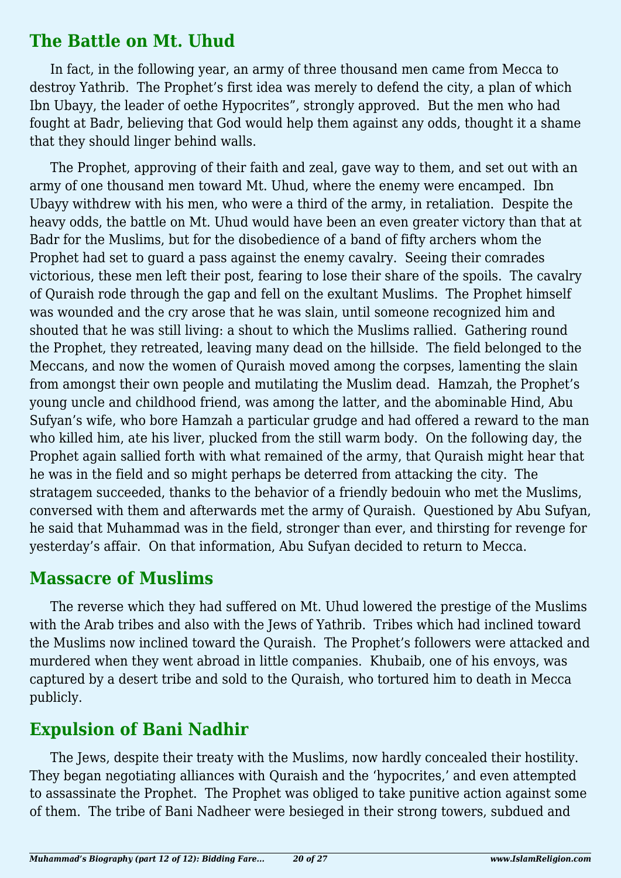## The Battle on Mt. Uhud

In fact, in the following year, an army of three thousand men came from Mecca to destroy Yathrib. The Prophet's first idea was merely to defend the city, a plan of which Ibn Ubayy, the leader of oethe Hypocrites", strongly approved. But the men who had fought at Badr, believing that God would help them against any odds, thought it a shame that they should linger behind walls.

The Prophet, approving of their faith and zeal, gave way to them, and set out with an army of one thousand men toward Mt. Uhud, where the enemy were encamped. Ibn Ubayy withdrew with his men, who were a third of the army, in retaliation. Despite the heavy odds, the battle on Mt. Uhud would have been an even greater victory than that at Badr for the Muslims, but for the disobedience of a band of fifty archers whom the Prophet had set to guard a pass against the enemy cavalry. Seeing their comrades victorious, these men left their post, fearing to lose their share of the spoils. The cavalry of Quraish rode through the gap and fell on the exultant Muslims. The Prophet himself was wounded and the cry arose that he was slain, until someone recognized him and shouted that he was still living: a shout to which the Muslims rallied. Gathering round the Prophet, they retreated, leaving many dead on the hillside. The field belonged to the Meccans, and now the women of Quraish moved among the corpses, lamenting the slain from amongst their own people and mutilating the Muslim dead. Hamzah, the Prophet's young uncle and childhood friend, was among the latter, and the abominable Hind, Abu Sufyan's wife, who bore Hamzah a particular grudge and had offered a reward to the man who killed him, ate his liver, plucked from the still warm body. On the following day, the Prophet again sallied forth with what remained of the army, that Quraish might hear that he was in the field and so might perhaps be deterred from attacking the city. The stratagem succeeded, thanks to the behavior of a friendly bedouin who met the Muslims, conversed with them and afterwards met the army of Quraish. Questioned by Abu Sufyan, he said that Muhammad was in the field, stronger than ever, and thirsting for revenge for yesterday's affair. On that information, Abu Sufyan decided to return to Mecca.

## Massacre of Muslims

The reverse which they had suffered on Mt. Uhud lowered the prestige of the Muslims with the Arab tribes and also with the Jews of Yathrib. Tribes which had inclined toward the Muslims now inclined toward the Quraish. The Prophet's followers were attacked and murdered when they went abroad in little companies. Khubaib, one of his envoys, was captured by a desert tribe and sold to the Quraish, who tortured him to death in Mecca publicly.

## Expulsion of Bani Nadhir

The Jews, despite their treaty with the Muslims, now hardly concealed their hostility. They began negotiating alliances with Quraish and the 'hypocrites,' and even attempted to assassinate the Prophet. The Prophet was obliged to take punitive action against some of them. The tribe of Bani Nadheer were besieged in their strong towers, subdued and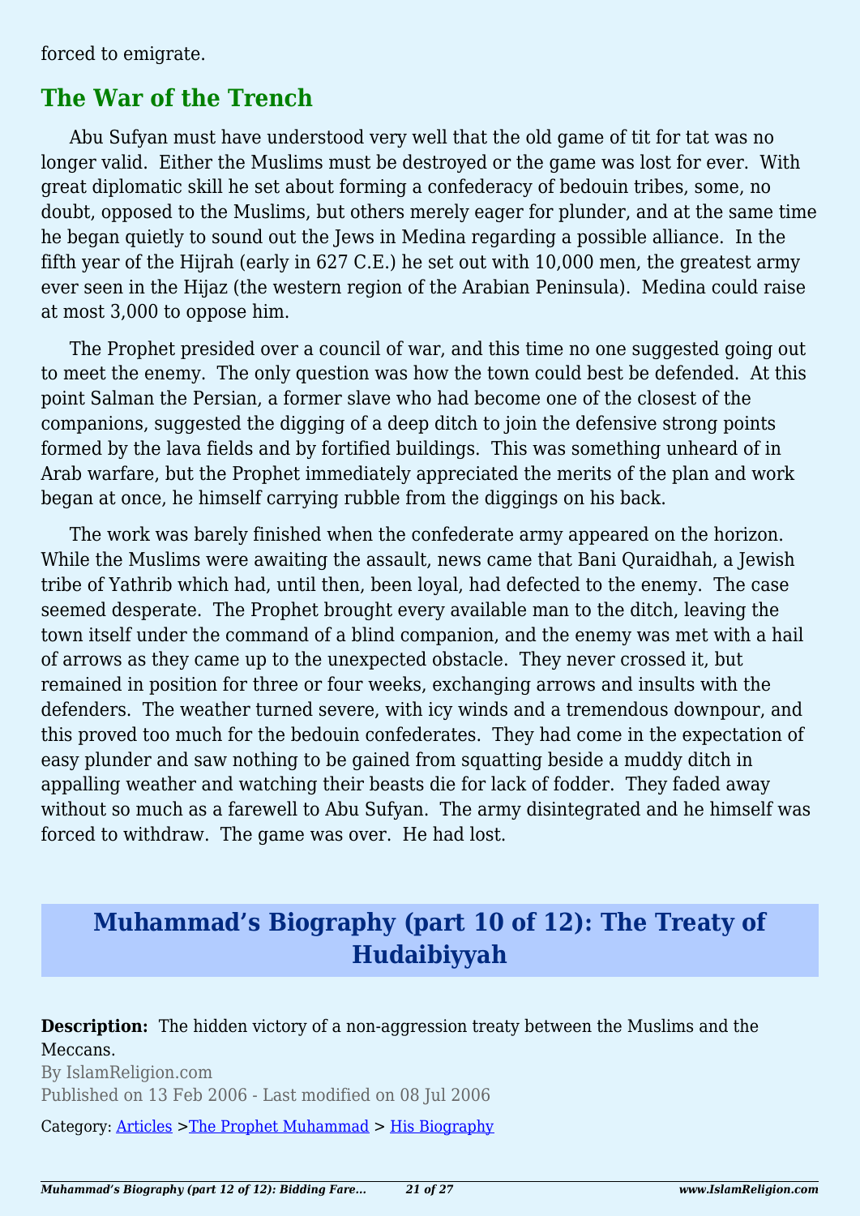forced to emigrate.

## The War of the Trench

Abu Sufyan must have understood very well that the old game of tit for tat was no longer valid. Either the Muslims must be destroyed or the game was lost for ever. With great diplomatic skill he set about forming a confederacy of bedouin tribes, some, no doubt, opposed to the Muslims, but others merely eager for plunder, and at the same time he began quietly to sound out the Jews in Medina regarding a possible alliance. In the fifth year of the Hijrah (early in 627 C.E.) he set out with 10,000 men, the greatest army ever seen in the Hijaz (the western region of the Arabian Peninsula). Medina could raise at most 3,000 to oppose him.

The Prophet presided over a council of war, and this time no one suggested going out to meet the enemy. The only question was how the town could best be defended. At this point Salman the Persian, a former slave who had become one of the closest of the companions, suggested the digging of a deep ditch to join the defensive strong points formed by the lava fields and by fortified buildings. This was something unheard of in Arab warfare, but the Prophet immediately appreciated the merits of the plan and work began at once, he himself carrying rubble from the diggings on his back.

The work was barely finished when the confederate army appeared on the horizon. While the Muslims were awaiting the assault, news came that Bani Quraidhah, a Jewish tribe of Yathrib which had, until then, been loyal, had defected to the enemy. The case seemed desperate. The Prophet brought every available man to the ditch, leaving the town itself under the command of a blind companion, and the enemy was met with a hail of arrows as they came up to the unexpected obstacle. They never crossed it, but remained in position for three or four weeks, exchanging arrows and insults with the defenders. The weather turned severe, with icy winds and a tremendous downpour, and this proved too much for the bedouin confederates. They had come in the expectation of easy plunder and saw nothing to be gained from squatting beside a muddy ditch in appalling weather and watching their beasts die for lack of fodder. They faded away without so much as a farewell to Abu Sufyan. The army disintegrated and he himself was forced to withdraw. The game was over. He had lost.

# Muhammad’s Biography (part 10 of 12): The Treaty of Hudaibiyyah

**Description:** The hidden victory of a non-aggression treaty between the Muslims and the Meccans.

By IslamReligion.com

Published on 13 Feb 2006 - Last modified on 08 Jul 2006

Category: Articles >The Prophet Muhammad > His Biography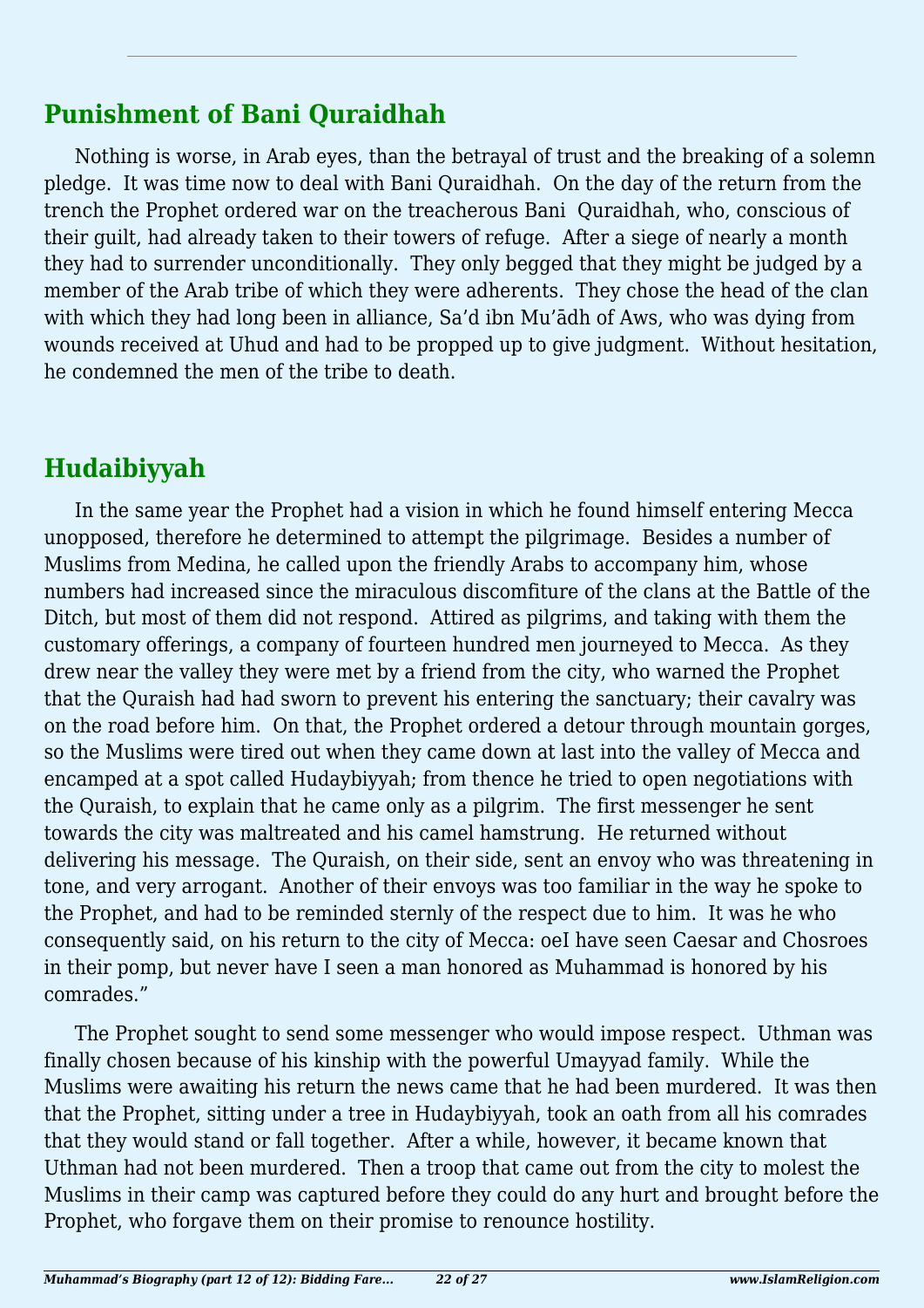## Punishment of Bani Quraidhah

Nothing is worse, in Arab eyes, than the betrayal of trust and the breaking of a solemn pledge. It was time now to deal with Bani Quraidhah. On the day of the return from the trench the Prophet ordered war on the treacherous Bani Quraidhah, who, conscious of their guilt, had already taken to their towers of refuge. After a siege of nearly a month they had to surrender unconditionally. They only begged that they might be judged by a member of the Arab tribe of which they were adherents. They chose the head of the clan with which they had long been in alliance, Sa'd ibn Mu'ādh of Aws, who was dying from wounds received at Uhud and had to be propped up to give judgment. Without hesitation, he condemned the men of the tribe to death.

## Hudaibiyyah

In the same year the Prophet had a vision in which he found himself entering Mecca unopposed, therefore he determined to attempt the pilgrimage. Besides a number of Muslims from Medina, he called upon the friendly Arabs to accompany him, whose numbers had increased since the miraculous discomfiture of the clans at the Battle of the Ditch, but most of them did not respond. Attired as pilgrims, and taking with them the customary offerings, a company of fourteen hundred men journeyed to Mecca. As they drew near the valley they were met by a friend from the city, who warned the Prophet that the Quraish had had sworn to prevent his entering the sanctuary; their cavalry was on the road before him. On that, the Prophet ordered a detour through mountain gorges, so the Muslims were tired out when they came down at last into the valley of Mecca and encamped at a spot called Hudaybiyyah; from thence he tried to open negotiations with the Quraish, to explain that he came only as a pilgrim. The first messenger he sent towards the city was maltreated and his camel hamstrung. He returned without delivering his message. The Quraish, on their side, sent an envoy who was threatening in tone, and very arrogant. Another of their envoys was too familiar in the way he spoke to the Prophet, and had to be reminded sternly of the respect due to him. It was he who consequently said, on his return to the city of Mecca: oeI have seen Caesar and Chosroes in their pomp, but never have I seen a man honored as Muhammad is honored by his comrades."

The Prophet sought to send some messenger who would impose respect. Uthman was finally chosen because of his kinship with the powerful Umayyad family. While the Muslims were awaiting his return the news came that he had been murdered. It was then that the Prophet, sitting under a tree in Hudaybiyyah, took an oath from all his comrades that they would stand or fall together. After a while, however, it became known that Uthman had not been murdered. Then a troop that came out from the city to molest the Muslims in their camp was captured before they could do any hurt and brought before the Prophet, who forgave them on their promise to renounce hostility.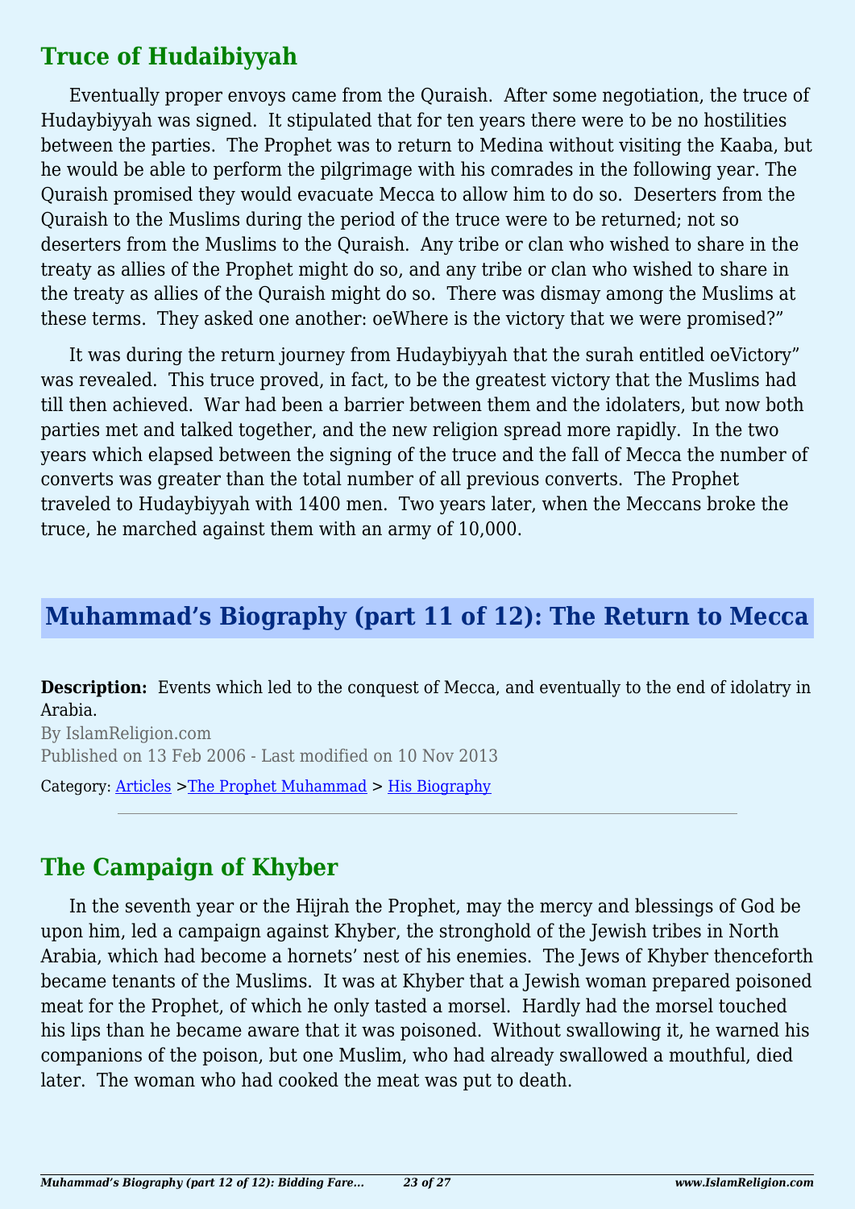## Truce of Hudaibiyyah

Eventually proper envoys came from the Quraish. After some negotiation, the truce of Hudaybiyyah was signed. It stipulated that for ten years there were to be no hostilities between the parties. The Prophet was to return to Medina without visiting the Kaaba, but he would be able to perform the pilgrimage with his comrades in the following year. The Quraish promised they would evacuate Mecca to allow him to do so. Deserters from the Quraish to the Muslims during the period of the truce were to be returned; not so deserters from the Muslims to the Quraish. Any tribe or clan who wished to share in the treaty as allies of the Prophet might do so, and any tribe or clan who wished to share in the treaty as allies of the Quraish might do so. There was dismay among the Muslims at these terms. They asked one another: oeWhere is the victory that we were promised?"

It was during the return journey from Hudaybiyyah that the surah entitled oeVictory" was revealed. This truce proved, in fact, to be the greatest victory that the Muslims had till then achieved. War had been a barrier between them and the idolaters, but now both parties met and talked together, and the new religion spread more rapidly. In the two years which elapsed between the signing of the truce and the fall of Mecca the number of converts was greater than the total number of all previous converts. The Prophet traveled to Hudaybiyyah with 1400 men. Two years later, when the Meccans broke the truce, he marched against them with an army of 10,000.

# Muhammad's Biography (part 11 of 12): The Return to Mecca

**Description:** Events which led to the conquest of Mecca, and eventually to the end of idolatry in Arabia.

By IslamReligion.com

Published on 13 Feb 2006 - Last modified on 10 Nov 2013

Category: Articles >The Prophet Muhammad > His Biography

---

## The Campaign of Khyber

In the seventh year or the Hijrah the Prophet, may the mercy and blessings of God be upon him, led a campaign against Khyber, the stronghold of the Jewish tribes in North Arabia, which had become a hornets' nest of his enemies. The Jews of Khyber thenceforth became tenants of the Muslims. It was at Khyber that a Jewish woman prepared poisoned meat for the Prophet, of which he only tasted a morsel. Hardly had the morsel touched his lips than he became aware that it was poisoned. Without swallowing it, he warned his companions of the poison, but one Muslim, who had already swallowed a mouthful, died later. The woman who had cooked the meat was put to death.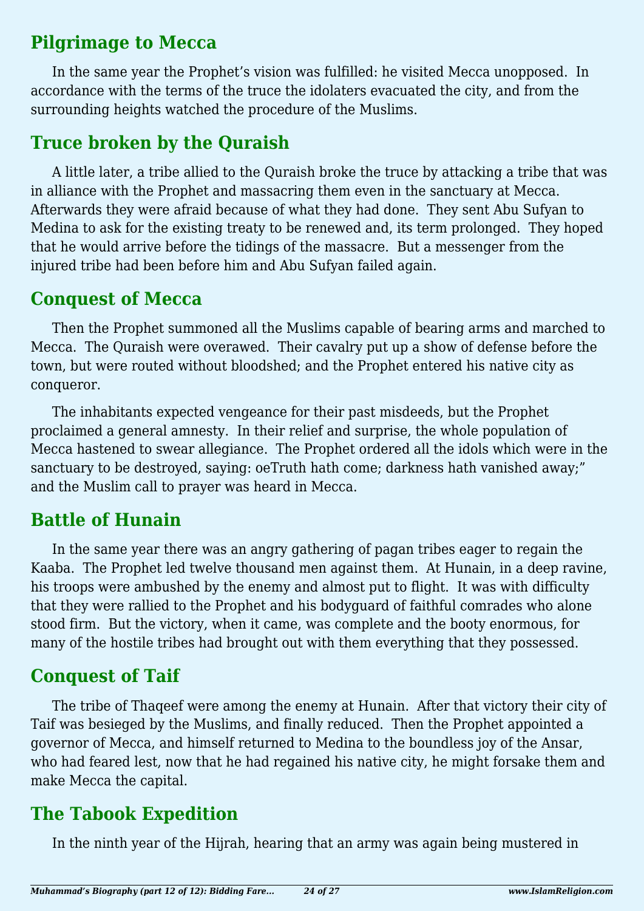## Pilgrimage to Mecca

In the same year the Prophet's vision was fulfilled: he visited Mecca unopposed. In accordance with the terms of the truce the idolaters evacuated the city, and from the surrounding heights watched the procedure of the Muslims.

## Truce broken by the Quraish

A little later, a tribe allied to the Quraish broke the truce by attacking a tribe that was in alliance with the Prophet and massacring them even in the sanctuary at Mecca. Afterwards they were afraid because of what they had done. They sent Abu Sufyan to Medina to ask for the existing treaty to be renewed and, its term prolonged. They hoped that he would arrive before the tidings of the massacre. But a messenger from the injured tribe had been before him and Abu Sufyan failed again.

## Conquest of Mecca

Then the Prophet summoned all the Muslims capable of bearing arms and marched to Mecca. The Quraish were overawed. Their cavalry put up a show of defense before the town, but were routed without bloodshed; and the Prophet entered his native city as conqueror.

The inhabitants expected vengeance for their past misdeeds, but the Prophet proclaimed a general amnesty. In their relief and surprise, the whole population of Mecca hastened to swear allegiance. The Prophet ordered all the idols which were in the sanctuary to be destroyed, saying: oeTruth hath come; darkness hath vanished away;" and the Muslim call to prayer was heard in Mecca.

## Battle of Hunain

In the same year there was an angry gathering of pagan tribes eager to regain the Kaaba. The Prophet led twelve thousand men against them. At Hunain, in a deep ravine, his troops were ambushed by the enemy and almost put to flight. It was with difficulty that they were rallied to the Prophet and his bodyguard of faithful comrades who alone stood firm. But the victory, when it came, was complete and the booty enormous, for many of the hostile tribes had brought out with them everything that they possessed.

## Conquest of Taif

The tribe of Thaqeef were among the enemy at Hunain. After that victory their city of Taif was besieged by the Muslims, and finally reduced. Then the Prophet appointed a governor of Mecca, and himself returned to Medina to the boundless joy of the Ansar, who had feared lest, now that he had regained his native city, he might forsake them and make Mecca the capital.

## The Tabook Expedition

In the ninth year of the Hijrah, hearing that an army was again being mustered in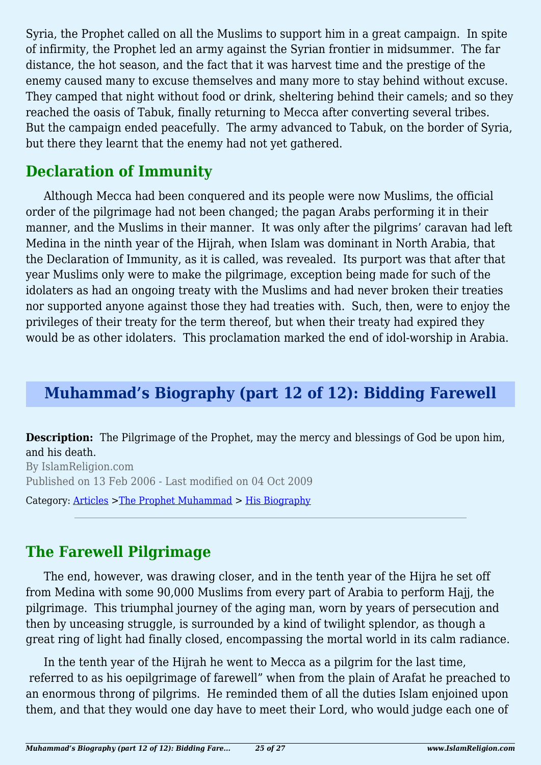Syria, the Prophet called on all the Muslims to support him in a great campaign. In spite of infirmity, the Prophet led an army against the Syrian frontier in midsummer. The far distance, the hot season, and the fact that it was harvest time and the prestige of the enemy caused many to excuse themselves and many more to stay behind without excuse. They camped that night without food or drink, sheltering behind their camels; and so they reached the oasis of Tabuk, finally returning to Mecca after converting several tribes. But the campaign ended peacefully. The army advanced to Tabuk, on the border of Syria, but there they learnt that the enemy had not yet gathered.

## Declaration of Immunity

Although Mecca had been conquered and its people were now Muslims, the official order of the pilgrimage had not been changed; the pagan Arabs performing it in their manner, and the Muslims in their manner. It was only after the pilgrims' caravan had left Medina in the ninth year of the Hijrah, when Islam was dominant in North Arabia, that the Declaration of Immunity, as it is called, was revealed. Its purport was that after that year Muslims only were to make the pilgrimage, exception being made for such of the idolaters as had an ongoing treaty with the Muslims and had never broken their treaties nor supported anyone against those they had treaties with. Such, then, were to enjoy the privileges of their treaty for the term thereof, but when their treaty had expired they would be as other idolaters. This proclamation marked the end of idol-worship in Arabia.

# Muhammad's Biography (part 12 of 12): Bidding Farewell

**Description:** The Pilgrimage of the Prophet, may the mercy and blessings of God be upon him, and his death.

By IslamReligion.com

Published on 13 Feb 2006 - Last modified on 04 Oct 2009

Category: Articles >The Prophet Muhammad > His Biography

---

## The Farewell Pilgrimage

The end, however, was drawing closer, and in the tenth year of the Hijra he set off from Medina with some 90,000 Muslims from every part of Arabia to perform Hajj, the pilgrimage. This triumphal journey of the aging man, worn by years of persecution and then by unceasing struggle, is surrounded by a kind of twilight splendor, as though a great ring of light had finally closed, encompassing the mortal world in its calm radiance.

In the tenth year of the Hijrah he went to Mecca as a pilgrim for the last time, referred to as his oepilgrimage of farewell" when from the plain of Arafat he preached to an enormous throng of pilgrims. He reminded them of all the duties Islam enjoined upon them, and that they would one day have to meet their Lord, who would judge each one of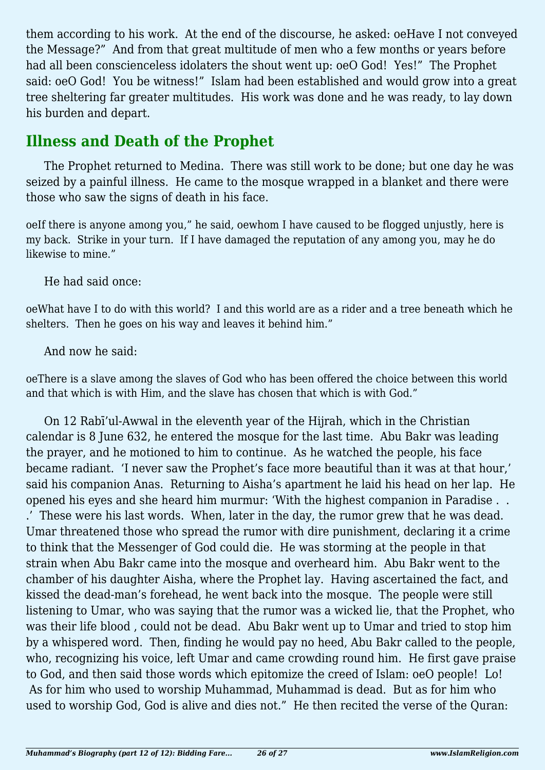them according to his work. At the end of the discourse, he asked: oeHave I not conveyed the Message?" And from that great multitude of men who a few months or years before had all been conscienceless idolaters the shout went up: oeO God! Yes!" The Prophet said: oeO God! You be witness!" Islam had been established and would grow into a great tree sheltering far greater multitudes. His work was done and he was ready, to lay down his burden and depart.

## Illness and Death of the Prophet

The Prophet returned to Medina. There was still work to be done; but one day he was seized by a painful illness. He came to the mosque wrapped in a blanket and there were those who saw the signs of death in his face.

oeIf there is anyone among you," he said, oewhom I have caused to be flogged unjustly, here is my back. Strike in your turn. If I have damaged the reputation of any among you, may he do likewise to mine."

He had said once:

oeWhat have I to do with this world? I and this world are as a rider and a tree beneath which he shelters. Then he goes on his way and leaves it behind him."

And now he said:

oeThere is a slave among the slaves of God who has been offered the choice between this world and that which is with Him, and the slave has chosen that which is with God."

On 12 Rabī'ul-Awwal in the eleventh year of the Hijrah, which in the Christian calendar is 8 June 632, he entered the mosque for the last time. Abu Bakr was leading the prayer, and he motioned to him to continue. As he watched the people, his face became radiant. 'I never saw the Prophet's face more beautiful than it was at that hour,' said his companion Anas. Returning to Aisha's apartment he laid his head on her lap. He opened his eyes and she heard him murmur: 'With the highest companion in Paradise . . .' These were his last words. When, later in the day, the rumor grew that he was dead. Umar threatened those who spread the rumor with dire punishment, declaring it a crime to think that the Messenger of God could die. He was storming at the people in that strain when Abu Bakr came into the mosque and overheard him. Abu Bakr went to the chamber of his daughter Aisha, where the Prophet lay. Having ascertained the fact, and kissed the dead-man's forehead, he went back into the mosque. The people were still listening to Umar, who was saying that the rumor was a wicked lie, that the Prophet, who was their life blood , could not be dead. Abu Bakr went up to Umar and tried to stop him by a whispered word. Then, finding he would pay no heed, Abu Bakr called to the people, who, recognizing his voice, left Umar and came crowding round him. He first gave praise to God, and then said those words which epitomize the creed of Islam: oeO people! Lo! As for him who used to worship Muhammad, Muhammad is dead. But as for him who used to worship God, God is alive and dies not." He then recited the verse of the Quran: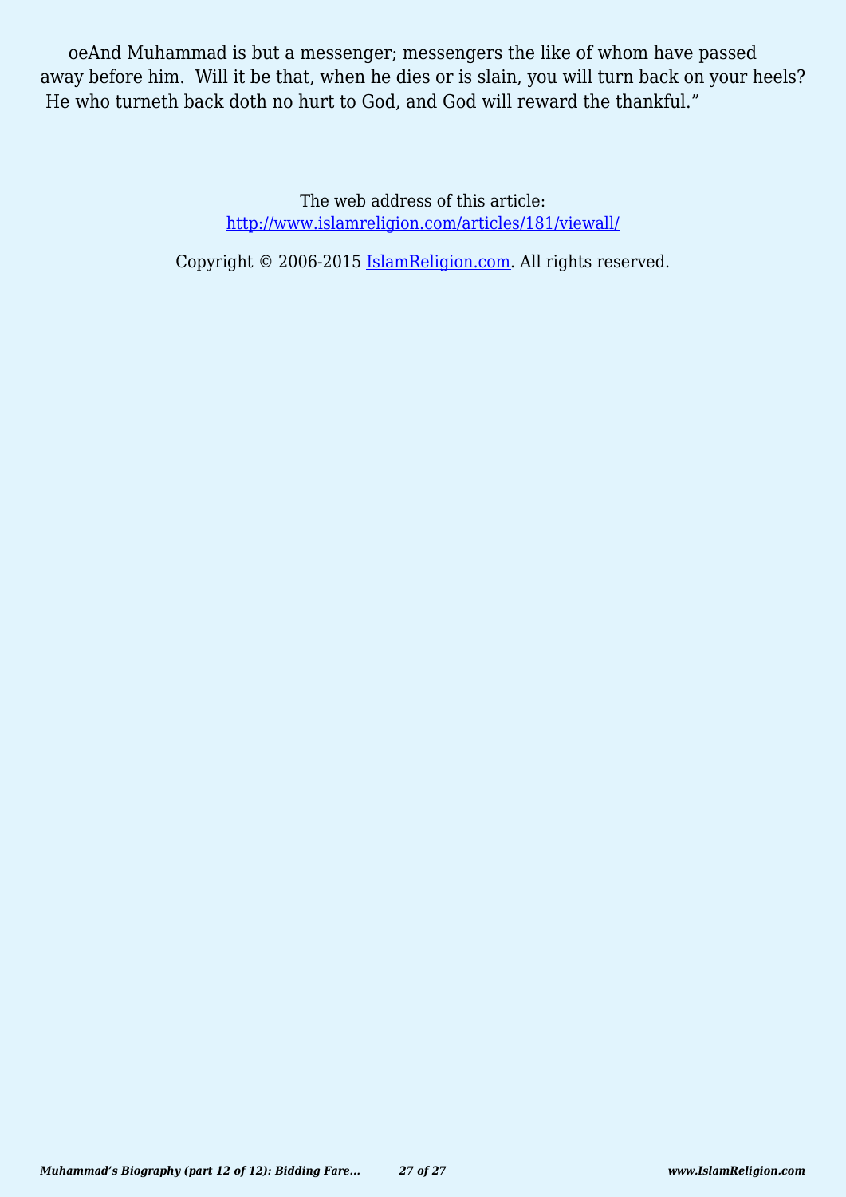oeAnd Muhammad is but a messenger; messengers the like of whom have passed away before him.  Will it be that, when he dies or is slain, you will turn back on your heels?  He who turneth back doth no hurt to God, and God will reward the thankful."

The web address of this article:
http://www.islamreligion.com/articles/181/viewall/

Copyright © 2006-2015 IslamReligion.com. All rights reserved.